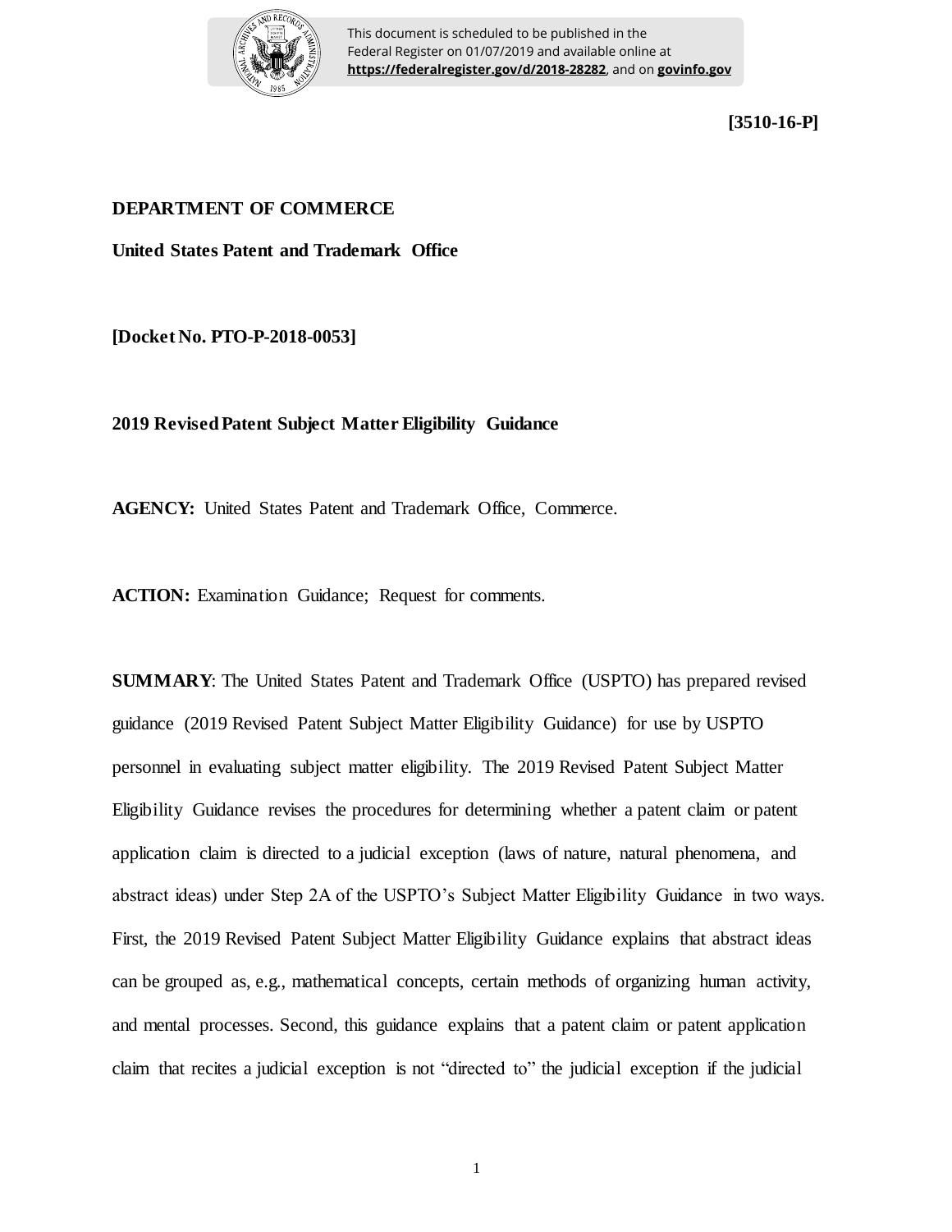This document is scheduled to be published in the Federal Register on 01/07/2019 and available online at **https://federalregister.gov/d/2018-28282**, and on **govinfo.gov**

**[3510-16-P]**

**DEPARTMENT OF COMMERCE**

**United States Patent and Trademark Office**

**[Docket No. PTO-P-2018-0053]**

**2019 Revised Patent Subject Matter Eligibility Guidance**

**AGENCY:** United States Patent and Trademark Office, Commerce.

**ACTION:** Examination Guidance; Request for comments.

**SUMMARY**: The United States Patent and Trademark Office (USPTO) has prepared revised guidance (2019 Revised Patent Subject Matter Eligibility Guidance) for use by USPTO personnel in evaluating subject matter eligibility. The 2019 Revised Patent Subject Matter Eligibility Guidance revises the procedures for determining whether a patent claim or patent application claim is directed to a judicial exception (laws of nature, natural phenomena, and abstract ideas) under Step 2A of the USPTO's Subject Matter Eligibility Guidance in two ways. First, the 2019 Revised Patent Subject Matter Eligibility Guidance explains that abstract ideas can be grouped as, e.g., mathematical concepts, certain methods of organizing human activity, and mental processes. Second, this guidance explains that a patent claim or patent application claim that recites a judicial exception is not "directed to" the judicial exception if the judicial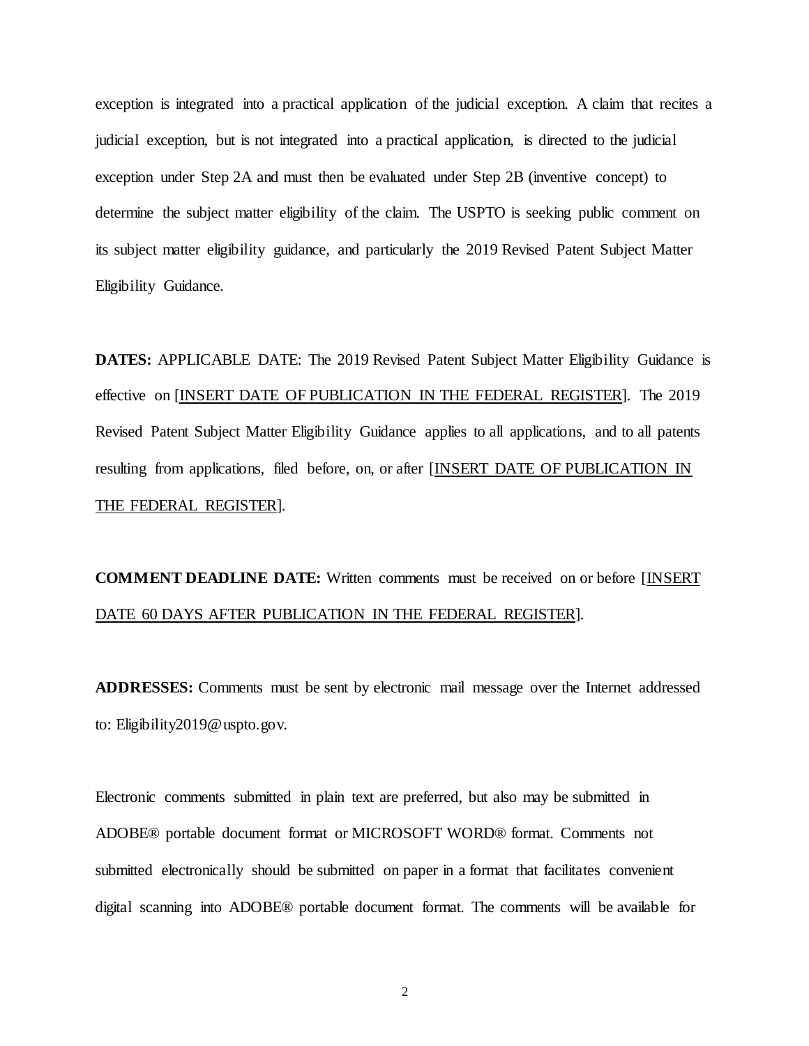exception is integrated into a practical application of the judicial exception. A claim that recites a judicial exception, but is not integrated into a practical application, is directed to the judicial exception under Step 2A and must then be evaluated under Step 2B (inventive concept) to determine the subject matter eligibility of the claim. The USPTO is seeking public comment on its subject matter eligibility guidance, and particularly the 2019 Revised Patent Subject Matter Eligibility Guidance.

**DATES:** APPLICABLE DATE: The 2019 Revised Patent Subject Matter Eligibility Guidance is effective on [INSERT DATE OF PUBLICATION IN THE FEDERAL REGISTER]. The 2019 Revised Patent Subject Matter Eligibility Guidance applies to all applications, and to all patents resulting from applications, filed before, on, or after [INSERT DATE OF PUBLICATION IN THE FEDERAL REGISTER].

**COMMENT DEADLINE DATE:** Written comments must be received on or before [INSERT DATE 60 DAYS AFTER PUBLICATION IN THE FEDERAL REGISTER].

**ADDRESSES:** Comments must be sent by electronic mail message over the Internet addressed to: Eligibility2019@uspto.gov.

Electronic comments submitted in plain text are preferred, but also may be submitted in ADOBE® portable document format or MICROSOFT WORD® format. Comments not submitted electronically should be submitted on paper in a format that facilitates convenient digital scanning into ADOBE® portable document format. The comments will be available for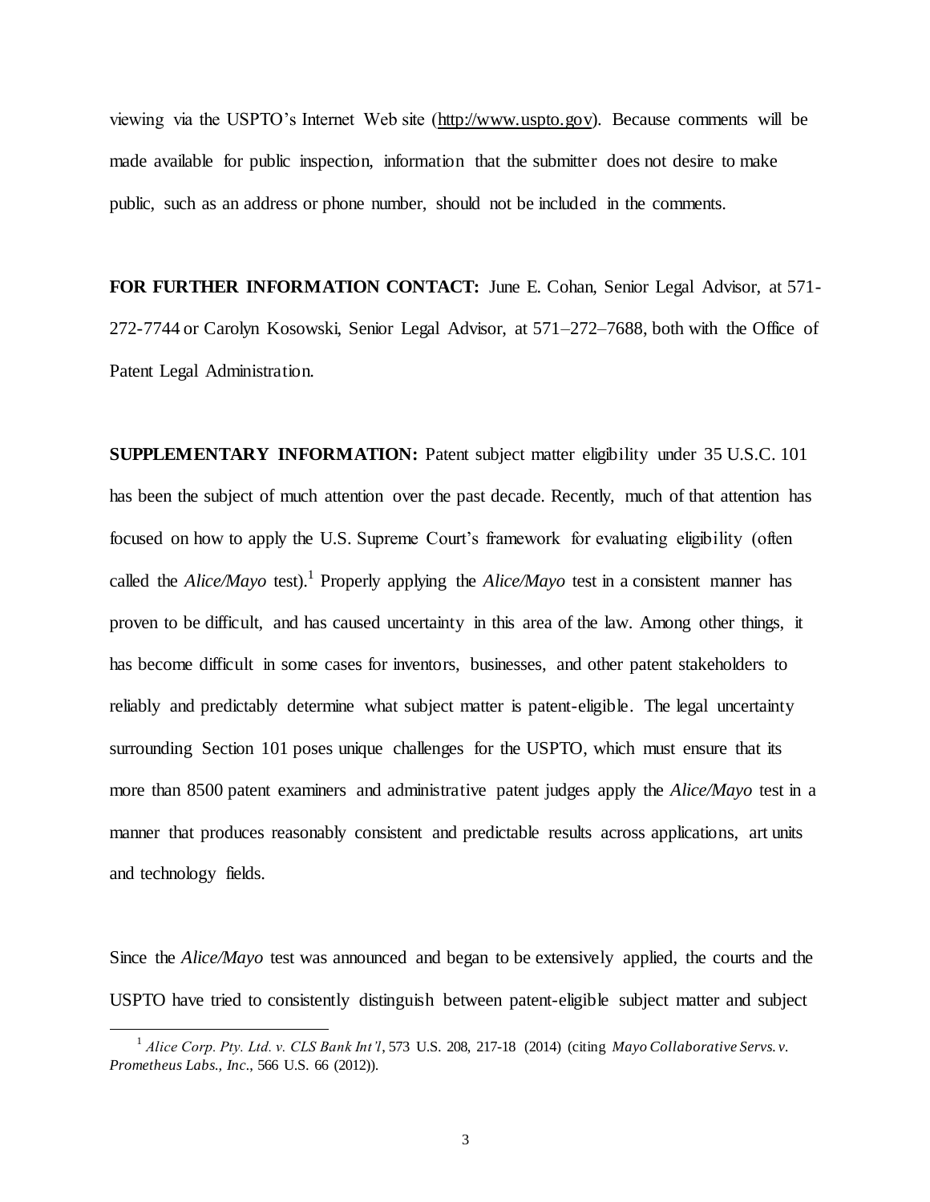viewing via the USPTO's Internet Web site (http://www.uspto.gov). Because comments will be made available for public inspection, information that the submitter does not desire to make public, such as an address or phone number, should not be included in the comments.

**FOR FURTHER INFORMATION CONTACT:** June E. Cohan, Senior Legal Advisor, at 571-272-7744 or Carolyn Kosowski, Senior Legal Advisor, at 571–272–7688, both with the Office of Patent Legal Administration.

**SUPPLEMENTARY INFORMATION:** Patent subject matter eligibility under 35 U.S.C. 101 has been the subject of much attention over the past decade. Recently, much of that attention has focused on how to apply the U.S. Supreme Court's framework for evaluating eligibility (often called the *Alice/Mayo* test).[1] Properly applying the *Alice/Mayo* test in a consistent manner has proven to be difficult, and has caused uncertainty in this area of the law. Among other things, it has become difficult in some cases for inventors, businesses, and other patent stakeholders to reliably and predictably determine what subject matter is patent-eligible. The legal uncertainty surrounding Section 101 poses unique challenges for the USPTO, which must ensure that its more than 8500 patent examiners and administrative patent judges apply the *Alice/Mayo* test in a manner that produces reasonably consistent and predictable results across applications, art units and technology fields.

Since the *Alice/Mayo* test was announced and began to be extensively applied, the courts and the USPTO have tried to consistently distinguish between patent-eligible subject matter and subject

---

[1] *Alice Corp. Pty. Ltd. v. CLS Bank Int'l*, 573 U.S. 208, 217-18 (2014) (citing *Mayo Collaborative Servs. v. Prometheus Labs., Inc.*, 566 U.S. 66 (2012)).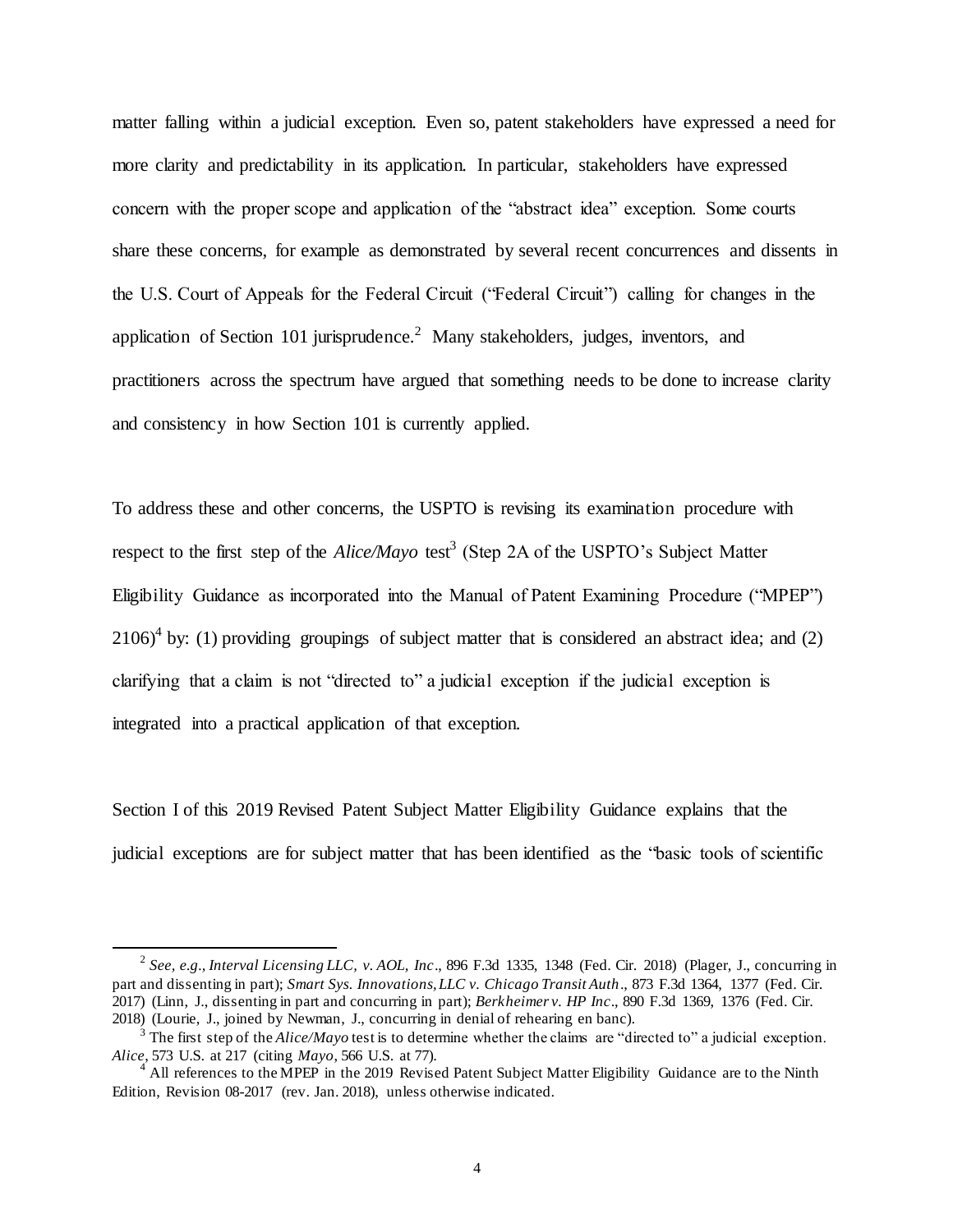matter falling within a judicial exception. Even so, patent stakeholders have expressed a need for more clarity and predictability in its application. In particular, stakeholders have expressed concern with the proper scope and application of the "abstract idea" exception. Some courts share these concerns, for example as demonstrated by several recent concurrences and dissents in the U.S. Court of Appeals for the Federal Circuit ("Federal Circuit") calling for changes in the application of Section 101 jurisprudence.[2] Many stakeholders, judges, inventors, and practitioners across the spectrum have argued that something needs to be done to increase clarity and consistency in how Section 101 is currently applied.

To address these and other concerns, the USPTO is revising its examination procedure with respect to the first step of the *Alice/Mayo* test[3] (Step 2A of the USPTO's Subject Matter Eligibility Guidance as incorporated into the Manual of Patent Examining Procedure ("MPEP") 2106)[4] by: (1) providing groupings of subject matter that is considered an abstract idea; and (2) clarifying that a claim is not "directed to" a judicial exception if the judicial exception is integrated into a practical application of that exception.

Section I of this 2019 Revised Patent Subject Matter Eligibility Guidance explains that the judicial exceptions are for subject matter that has been identified as the "basic tools of scientific

---

[2] *See, e.g.*, *Interval Licensing LLC, v. AOL, Inc*., 896 F.3d 1335, 1348 (Fed. Cir. 2018) (Plager, J., concurring in part and dissenting in part); *Smart Sys. Innovations, LLC v. Chicago Transit Auth*., 873 F.3d 1364, 1377 (Fed. Cir. 2017) (Linn, J., dissenting in part and concurring in part); *Berkheimer v. HP Inc*., 890 F.3d 1369, 1376 (Fed. Cir. 2018) (Lourie, J., joined by Newman, J., concurring in denial of rehearing en banc).

[3] The first step of the *Alice/Mayo* test is to determine whether the claims are "directed to" a judicial exception. *Alice*, 573 U.S. at 217 (citing *Mayo*, 566 U.S. at 77).

[4] All references to the MPEP in the 2019 Revised Patent Subject Matter Eligibility Guidance are to the Ninth Edition, Revision 08-2017 (rev. Jan. 2018), unless otherwise indicated.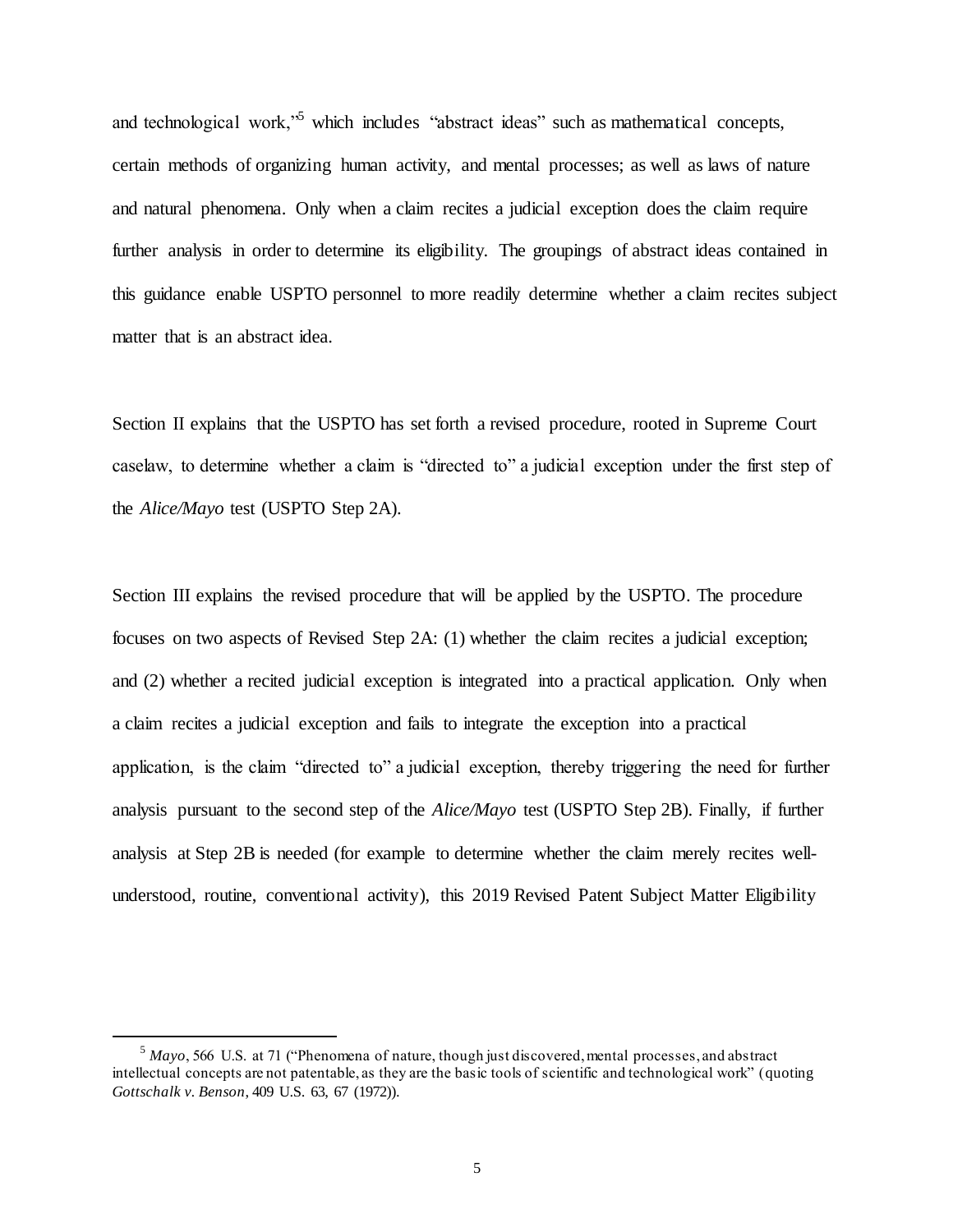and technological work,"[5] which includes "abstract ideas" such as mathematical concepts, certain methods of organizing human activity, and mental processes; as well as laws of nature and natural phenomena. Only when a claim recites a judicial exception does the claim require further analysis in order to determine its eligibility. The groupings of abstract ideas contained in this guidance enable USPTO personnel to more readily determine whether a claim recites subject matter that is an abstract idea.

Section II explains that the USPTO has set forth a revised procedure, rooted in Supreme Court caselaw, to determine whether a claim is "directed to" a judicial exception under the first step of the *Alice/Mayo* test (USPTO Step 2A).

Section III explains the revised procedure that will be applied by the USPTO. The procedure focuses on two aspects of Revised Step 2A: (1) whether the claim recites a judicial exception; and (2) whether a recited judicial exception is integrated into a practical application. Only when a claim recites a judicial exception and fails to integrate the exception into a practical application, is the claim "directed to" a judicial exception, thereby triggering the need for further analysis pursuant to the second step of the *Alice/Mayo* test (USPTO Step 2B). Finally, if further analysis at Step 2B is needed (for example to determine whether the claim merely recites well-understood, routine, conventional activity), this 2019 Revised Patent Subject Matter Eligibility

---

[5] *Mayo*, 566 U.S. at 71 ("Phenomena of nature, though just discovered, mental processes, and abstract intellectual concepts are not patentable, as they are the basic tools of scientific and technological work" (quoting *Gottschalk v. Benson*, 409 U.S. 63, 67 (1972)).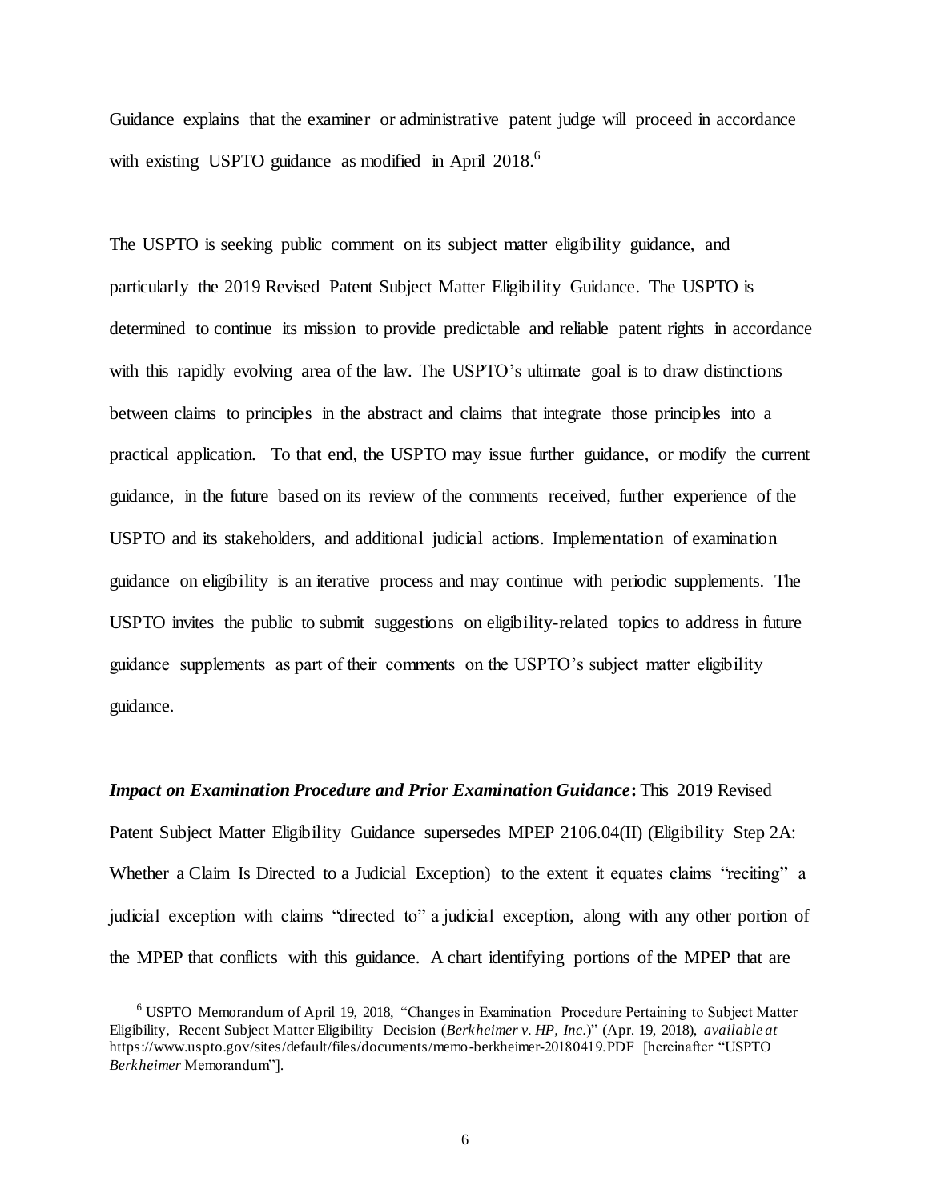Guidance explains that the examiner or administrative patent judge will proceed in accordance with existing USPTO guidance as modified in April 2018.[6]

The USPTO is seeking public comment on its subject matter eligibility guidance, and particularly the 2019 Revised Patent Subject Matter Eligibility Guidance. The USPTO is determined to continue its mission to provide predictable and reliable patent rights in accordance with this rapidly evolving area of the law. The USPTO's ultimate goal is to draw distinctions between claims to principles in the abstract and claims that integrate those principles into a practical application. To that end, the USPTO may issue further guidance, or modify the current guidance, in the future based on its review of the comments received, further experience of the USPTO and its stakeholders, and additional judicial actions. Implementation of examination guidance on eligibility is an iterative process and may continue with periodic supplements. The USPTO invites the public to submit suggestions on eligibility-related topics to address in future guidance supplements as part of their comments on the USPTO's subject matter eligibility guidance.

***Impact on Examination Procedure and Prior Examination Guidance*:** This 2019 Revised Patent Subject Matter Eligibility Guidance supersedes MPEP 2106.04(II) (Eligibility Step 2A: Whether a Claim Is Directed to a Judicial Exception) to the extent it equates claims "reciting" a judicial exception with claims "directed to" a judicial exception, along with any other portion of the MPEP that conflicts with this guidance. A chart identifying portions of the MPEP that are

---

[6] USPTO Memorandum of April 19, 2018, "Changes in Examination Procedure Pertaining to Subject Matter Eligibility, Recent Subject Matter Eligibility Decision (*Berkheimer v. HP, Inc.*)" (Apr. 19, 2018), *available at* https://www.uspto.gov/sites/default/files/documents/memo-berkheimer-20180419.PDF [hereinafter "USPTO *Berkheimer* Memorandum"].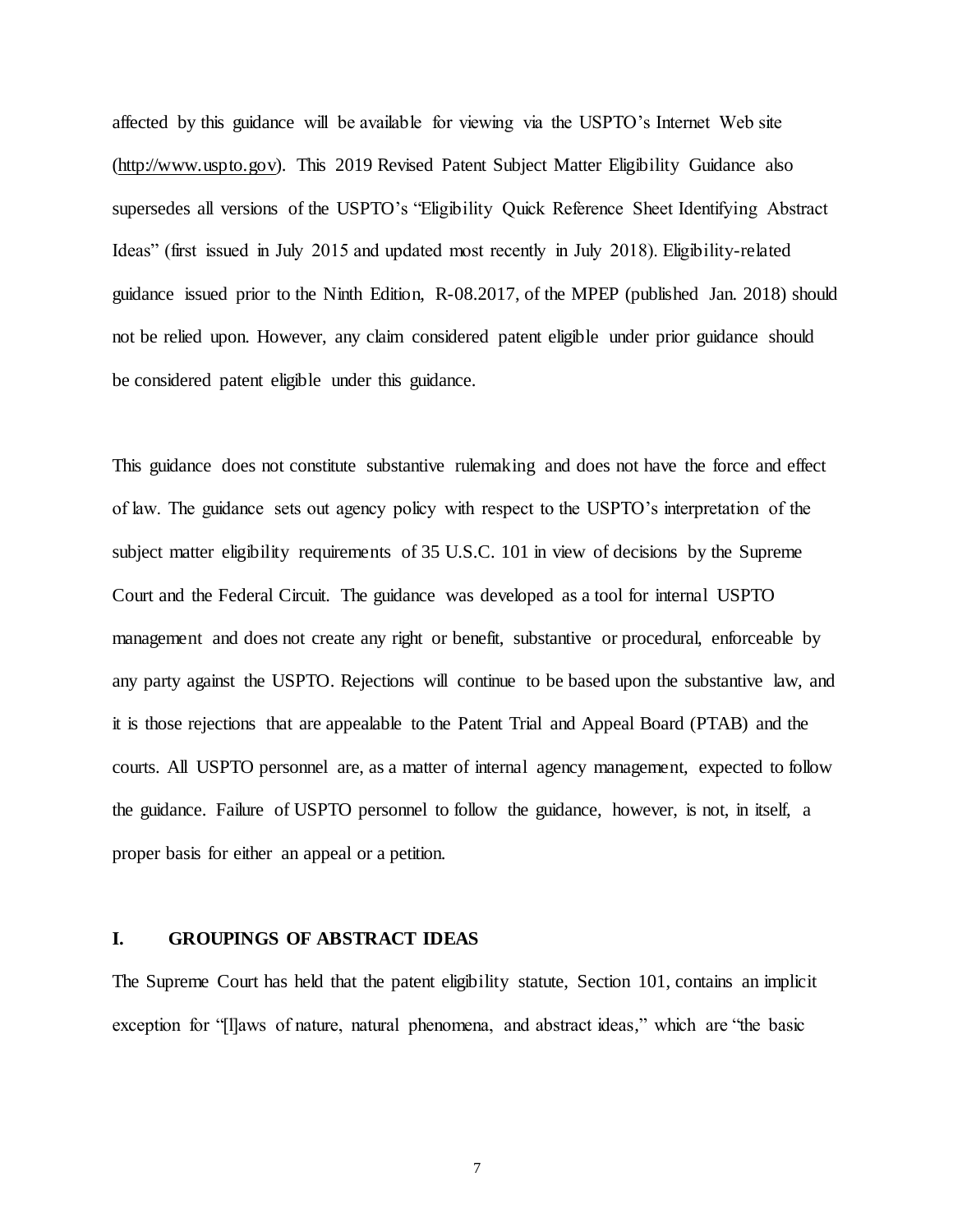affected by this guidance will be available for viewing via the USPTO's Internet Web site (http://www.uspto.gov). This 2019 Revised Patent Subject Matter Eligibility Guidance also supersedes all versions of the USPTO's "Eligibility Quick Reference Sheet Identifying Abstract Ideas" (first issued in July 2015 and updated most recently in July 2018). Eligibility-related guidance issued prior to the Ninth Edition, R-08.2017, of the MPEP (published Jan. 2018) should not be relied upon. However, any claim considered patent eligible under prior guidance should be considered patent eligible under this guidance.

This guidance does not constitute substantive rulemaking and does not have the force and effect of law. The guidance sets out agency policy with respect to the USPTO's interpretation of the subject matter eligibility requirements of 35 U.S.C. 101 in view of decisions by the Supreme Court and the Federal Circuit. The guidance was developed as a tool for internal USPTO management and does not create any right or benefit, substantive or procedural, enforceable by any party against the USPTO. Rejections will continue to be based upon the substantive law, and it is those rejections that are appealable to the Patent Trial and Appeal Board (PTAB) and the courts. All USPTO personnel are, as a matter of internal agency management, expected to follow the guidance. Failure of USPTO personnel to follow the guidance, however, is not, in itself, a proper basis for either an appeal or a petition.

## I. GROUPINGS OF ABSTRACT IDEAS

The Supreme Court has held that the patent eligibility statute, Section 101, contains an implicit exception for "[l]aws of nature, natural phenomena, and abstract ideas," which are "the basic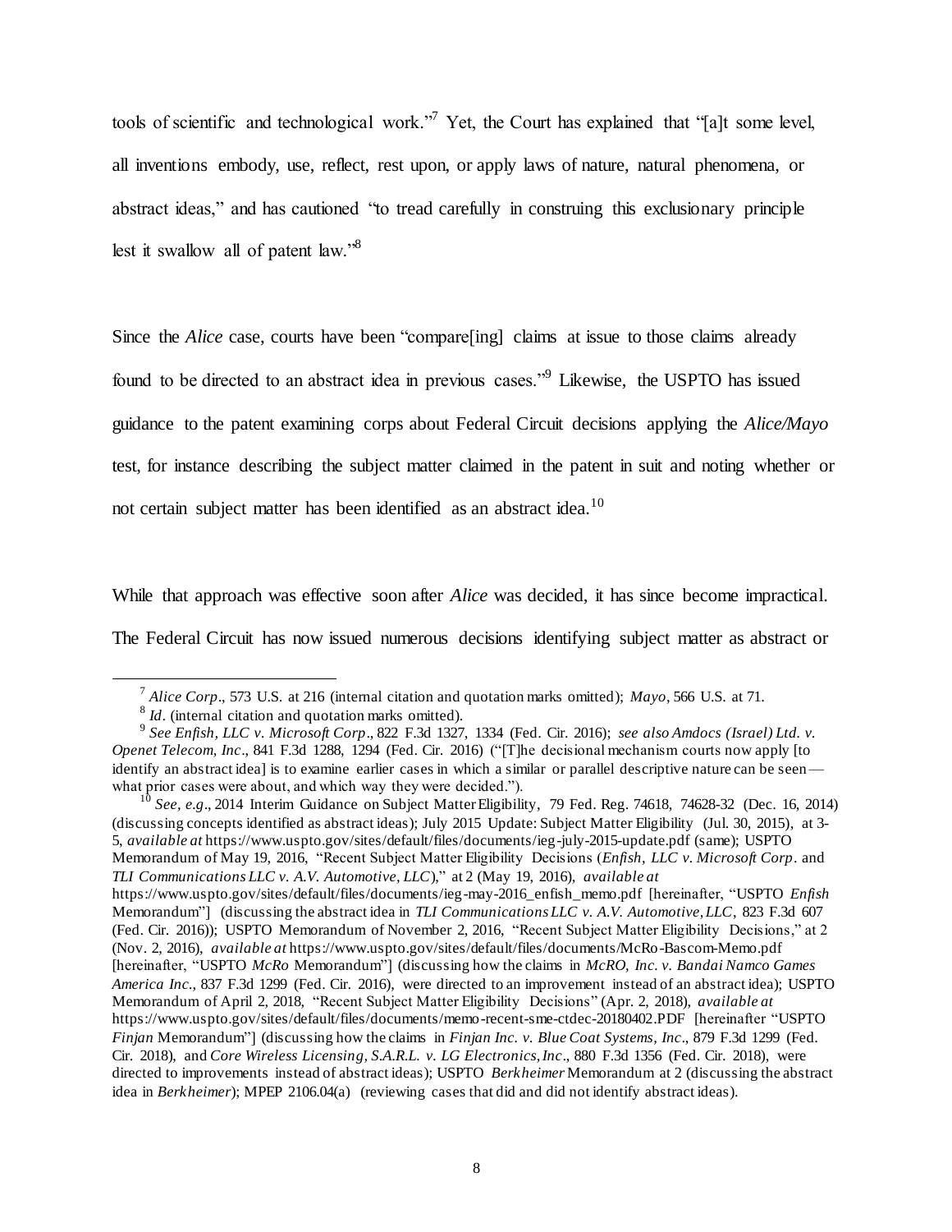tools of scientific and technological work."[7] Yet, the Court has explained that "[a]t some level, all inventions embody, use, reflect, rest upon, or apply laws of nature, natural phenomena, or abstract ideas," and has cautioned "to tread carefully in construing this exclusionary principle lest it swallow all of patent law."[8]

Since the *Alice* case, courts have been "compare[ing] claims at issue to those claims already found to be directed to an abstract idea in previous cases."[9] Likewise, the USPTO has issued guidance to the patent examining corps about Federal Circuit decisions applying the *Alice/Mayo* test, for instance describing the subject matter claimed in the patent in suit and noting whether or not certain subject matter has been identified as an abstract idea.[10]

While that approach was effective soon after *Alice* was decided, it has since become impractical. The Federal Circuit has now issued numerous decisions identifying subject matter as abstract or

---

[7] *Alice Corp*., 573 U.S. at 216 (internal citation and quotation marks omitted); *Mayo*, 566 U.S. at 71.

[8] *Id*. (internal citation and quotation marks omitted).

[9] *See Enfish, LLC v. Microsoft Corp*., 822 F.3d 1327, 1334 (Fed. Cir. 2016); *see also Amdocs (Israel) Ltd. v. Openet Telecom, Inc*., 841 F.3d 1288, 1294 (Fed. Cir. 2016) ("[T]he decisional mechanism courts now apply [to identify an abstract idea] is to examine earlier cases in which a similar or parallel descriptive nature can be seen — what prior cases were about, and which way they were decided.").

[10] *See, e.g*., 2014 Interim Guidance on Subject Matter Eligibility, 79 Fed. Reg. 74618, 74628-32 (Dec. 16, 2014) (discussing concepts identified as abstract ideas); July 2015 Update: Subject Matter Eligibility (Jul. 30, 2015), at 3-5, *available at* https://www.uspto.gov/sites/default/files/documents/ieg-july-2015-update.pdf (same); USPTO Memorandum of May 19, 2016, "Recent Subject Matter Eligibility Decisions (*Enfish, LLC v. Microsoft Corp*. and *TLI Communications LLC v. A.V. Automotive, LLC*)," at 2 (May 19, 2016), *available at* https://www.uspto.gov/sites/default/files/documents/ieg-may-2016_enfish_memo.pdf [hereinafter, "USPTO *Enfish* Memorandum"] (discussing the abstract idea in *TLI Communications LLC v. A.V. Automotive, LLC*, 823 F.3d 607 (Fed. Cir. 2016)); USPTO Memorandum of November 2, 2016, "Recent Subject Matter Eligibility Decisions," at 2 (Nov. 2, 2016), *available at* https://www.uspto.gov/sites/default/files/documents/McRo-Bascom-Memo.pdf [hereinafter, "USPTO *McRo* Memorandum"] (discussing how the claims in *McRO, Inc. v. Bandai Namco Games America Inc*., 837 F.3d 1299 (Fed. Cir. 2016), were directed to an improvement instead of an abstract idea); USPTO Memorandum of April 2, 2018, "Recent Subject Matter Eligibility Decisions" (Apr. 2, 2018), *available at* https://www.uspto.gov/sites/default/files/documents/memo-recent-sme-ctdec-20180402.PDF [hereinafter "USPTO *Finjan* Memorandum"] (discussing how the claims in *Finjan Inc. v. Blue Coat Systems, Inc*., 879 F.3d 1299 (Fed. Cir. 2018), and *Core Wireless Licensing, S.A.R.L. v. LG Electronics, Inc*., 880 F.3d 1356 (Fed. Cir. 2018), were directed to improvements instead of abstract ideas); USPTO *Berkheimer* Memorandum at 2 (discussing the abstract idea in *Berkheimer*); MPEP 2106.04(a) (reviewing cases that did and did not identify abstract ideas).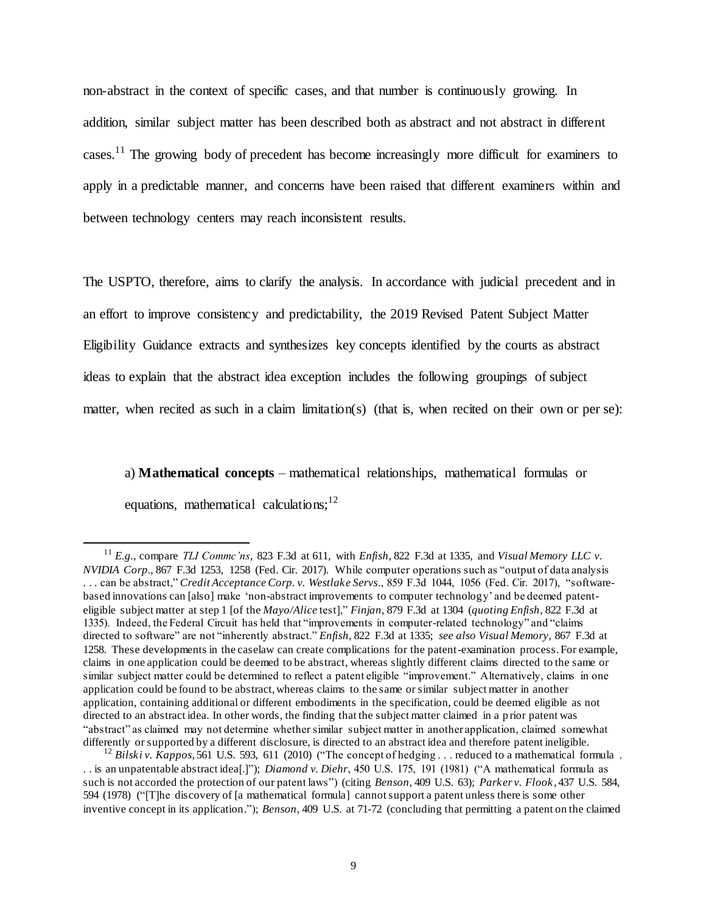non-abstract in the context of specific cases, and that number is continuously growing. In addition, similar subject matter has been described both as abstract and not abstract in different cases.[11] The growing body of precedent has become increasingly more difficult for examiners to apply in a predictable manner, and concerns have been raised that different examiners within and between technology centers may reach inconsistent results.

The USPTO, therefore, aims to clarify the analysis. In accordance with judicial precedent and in an effort to improve consistency and predictability, the 2019 Revised Patent Subject Matter Eligibility Guidance extracts and synthesizes key concepts identified by the courts as abstract ideas to explain that the abstract idea exception includes the following groupings of subject matter, when recited as such in a claim limitation(s) (that is, when recited on their own or per se):

> a) **Mathematical concepts** – mathematical relationships, mathematical formulas or equations, mathematical calculations;[12]

---

[11] *E.g.*, compare *TLI Commc'ns*, 823 F.3d at 611, with *Enfish*, 822 F.3d at 1335, and *Visual Memory LLC v. NVIDIA Corp.*, 867 F.3d 1253, 1258 (Fed. Cir. 2017). While computer operations such as "output of data analysis . . . can be abstract," *Credit Acceptance Corp. v. Westlake Servs*., 859 F.3d 1044, 1056 (Fed. Cir. 2017), "software-based innovations can [also] make 'non-abstract improvements to computer technology' and be deemed patent-eligible subject matter at step 1 [of the *Mayo/Alice* test]," *Finjan*, 879 F.3d at 1304 (*quoting Enfish*, 822 F.3d at 1335). Indeed, the Federal Circuit has held that "improvements in computer-related technology" and "claims directed to software" are not "inherently abstract." *Enfish*, 822 F.3d at 1335; *see also Visual Memory*, 867 F.3d at 1258. These developments in the caselaw can create complications for the patent-examination process. For example, claims in one application could be deemed to be abstract, whereas slightly different claims directed to the same or similar subject matter could be determined to reflect a patent eligible "improvement." Alternatively, claims in one application could be found to be abstract, whereas claims to the same or similar subject matter in another application, containing additional or different embodiments in the specification, could be deemed eligible as not directed to an abstract idea. In other words, the finding that the subject matter claimed in a prior patent was "abstract" as claimed may not determine whether similar subject matter in another application, claimed somewhat differently or supported by a different disclosure, is directed to an abstract idea and therefore patent ineligible.

[12] *Bilski v. Kappos*, 561 U.S. 593, 611 (2010) ("The concept of hedging . . . reduced to a mathematical formula . . . is an unpatentable abstract idea[.]"); *Diamond v. Diehr*, 450 U.S. 175, 191 (1981) ("A mathematical formula as such is not accorded the protection of our patent laws") (citing *Benson*, 409 U.S. 63); *Parker v. Flook*, 437 U.S. 584, 594 (1978) ("[T]he discovery of [a mathematical formula] cannot support a patent unless there is some other inventive concept in its application."); *Benson*, 409 U.S. at 71-72 (concluding that permitting a patent on the claimed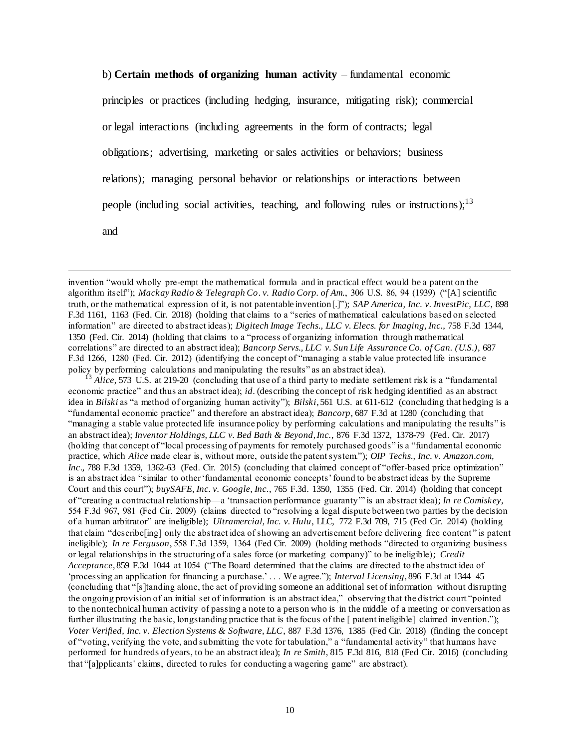b) **Certain methods of organizing human activity** – fundamental economic principles or practices (including hedging, insurance, mitigating risk); commercial or legal interactions (including agreements in the form of contracts; legal obligations; advertising, marketing or sales activities or behaviors; business relations); managing personal behavior or relationships or interactions between people (including social activities, teaching, and following rules or instructions);[13] and

---

invention "would wholly pre-empt the mathematical formula and in practical effect would be a patent on the algorithm itself"); *Mackay Radio & Telegraph Co. v. Radio Corp. of Am.*, 306 U.S. 86, 94 (1939) ("[A] scientific truth, or the mathematical expression of it, is not patentable invention[.]"); *SAP America, Inc. v. InvestPic, LLC*, 898 F.3d 1161, 1163 (Fed. Cir. 2018) (holding that claims to a "series of mathematical calculations based on selected information" are directed to abstract ideas); *Digitech Image Techs., LLC v. Elecs. for Imaging, Inc.*, 758 F.3d 1344, 1350 (Fed. Cir. 2014) (holding that claims to a "process of organizing information through mathematical correlations" are directed to an abstract idea); *Bancorp Servs., LLC v. Sun Life Assurance Co. of Can. (U.S.)*, 687 F.3d 1266, 1280 (Fed. Cir. 2012) (identifying the concept of "managing a stable value protected life insurance policy by performing calculations and manipulating the results" as an abstract idea).

[13] *Alice*, 573 U.S. at 219-20 (concluding that use of a third party to mediate settlement risk is a "fundamental economic practice" and thus an abstract idea); *id*. (describing the concept of risk hedging identified as an abstract idea in *Bilski* as "a method of organizing human activity"); *Bilski*, 561 U.S. at 611-612 (concluding that hedging is a "fundamental economic practice" and therefore an abstract idea); *Bancorp*, 687 F.3d at 1280 (concluding that "managing a stable value protected life insurance policy by performing calculations and manipulating the results" is an abstract idea); *Inventor Holdings, LLC v. Bed Bath & Beyond, Inc.*, 876 F.3d 1372, 1378-79 (Fed. Cir. 2017) (holding that concept of "local processing of payments for remotely purchased goods" is a "fundamental economic practice, which *Alice* made clear is, without more, outside the patent system."); *OIP Techs., Inc. v. Amazon.com, Inc.*, 788 F.3d 1359, 1362-63 (Fed. Cir. 2015) (concluding that claimed concept of "offer-based price optimization" is an abstract idea "similar to other 'fundamental economic concepts' found to be abstract ideas by the Supreme Court and this court"); *buySAFE, Inc. v. Google, Inc.*, 765 F.3d. 1350, 1355 (Fed. Cir. 2014) (holding that concept of "creating a contractual relationship—a 'transaction performance guaranty'" is an abstract idea); *In re Comiskey*, 554 F.3d 967, 981 (Fed Cir. 2009) (claims directed to "resolving a legal dispute between two parties by the decision of a human arbitrator" are ineligible); *Ultramercial, Inc. v. Hulu*, LLC, 772 F.3d 709, 715 (Fed Cir. 2014) (holding that claim "describe[ing] only the abstract idea of showing an advertisement before delivering free content" is patent ineligible); *In re Ferguson*, 558 F.3d 1359, 1364 (Fed Cir. 2009) (holding methods "directed to organizing business or legal relationships in the structuring of a sales force (or marketing company)" to be ineligible); *Credit Acceptance*, 859 F.3d 1044 at 1054 ("The Board determined that the claims are directed to the abstract idea of 'processing an application for financing a purchase.' . . . We agree."); *Interval Licensing*, 896 F.3d at 1344–45 (concluding that "[s]tanding alone, the act of providing someone an additional set of information without disrupting the ongoing provision of an initial set of information is an abstract idea," observing that the district court "pointed to the nontechnical human activity of passing a note to a person who is in the middle of a meeting or conversation as further illustrating the basic, longstanding practice that is the focus of the [ patent ineligible] claimed invention."); *Voter Verified, Inc. v. Election Systems & Software, LLC*, 887 F.3d 1376, 1385 (Fed Cir. 2018) (finding the concept of "voting, verifying the vote, and submitting the vote for tabulation," a "fundamental activity" that humans have performed for hundreds of years, to be an abstract idea); *In re Smith*, 815 F.3d 816, 818 (Fed Cir. 2016) (concluding that "[a]pplicants' claims, directed to rules for conducting a wagering game" are abstract).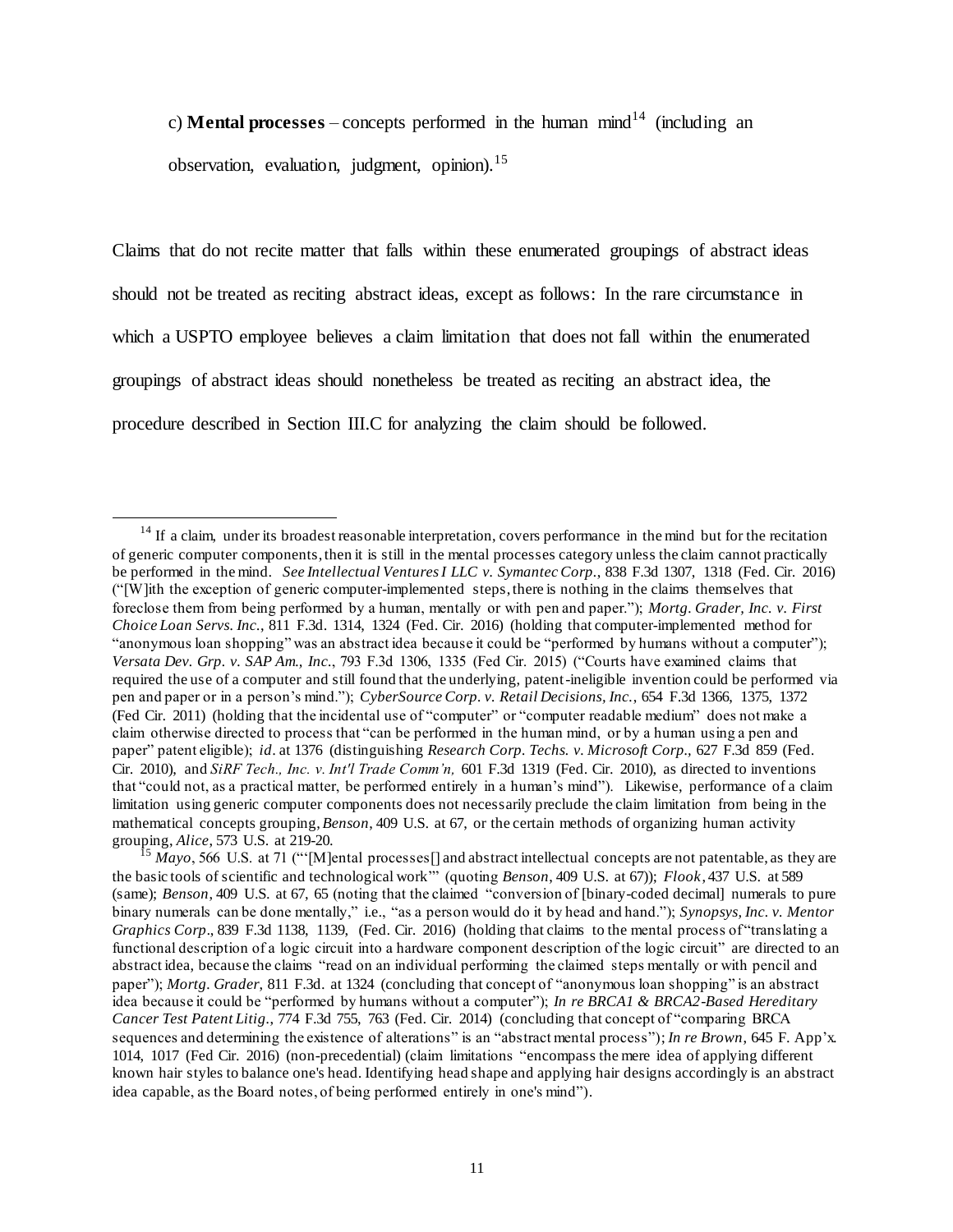c) **Mental processes** – concepts performed in the human mind[14] (including an observation, evaluation, judgment, opinion).[15]

Claims that do not recite matter that falls within these enumerated groupings of abstract ideas should not be treated as reciting abstract ideas, except as follows: In the rare circumstance in which a USPTO employee believes a claim limitation that does not fall within the enumerated groupings of abstract ideas should nonetheless be treated as reciting an abstract idea, the procedure described in Section III.C for analyzing the claim should be followed.

---

[14] If a claim, under its broadest reasonable interpretation, covers performance in the mind but for the recitation of generic computer components, then it is still in the mental processes category unless the claim cannot practically be performed in the mind. *See Intellectual Ventures I LLC v. Symantec Corp.*, 838 F.3d 1307, 1318 (Fed. Cir. 2016) ("[W]ith the exception of generic computer-implemented steps, there is nothing in the claims themselves that foreclose them from being performed by a human, mentally or with pen and paper."); *Mortg. Grader, Inc. v. First Choice Loan Servs. Inc.*, 811 F.3d. 1314, 1324 (Fed. Cir. 2016) (holding that computer-implemented method for "anonymous loan shopping" was an abstract idea because it could be "performed by humans without a computer"); *Versata Dev. Grp. v. SAP Am., Inc.*, 793 F.3d 1306, 1335 (Fed Cir. 2015) ("Courts have examined claims that required the use of a computer and still found that the underlying, patent-ineligible invention could be performed via pen and paper or in a person's mind."); *CyberSource Corp. v. Retail Decisions, Inc.*, 654 F.3d 1366, 1375, 1372 (Fed Cir. 2011) (holding that the incidental use of "computer" or "computer readable medium" does not make a claim otherwise directed to process that "can be performed in the human mind, or by a human using a pen and paper" patent eligible); *id.* at 1376 (distinguishing *Research Corp. Techs. v. Microsoft Corp.*, 627 F.3d 859 (Fed. Cir. 2010), and *SiRF Tech., Inc. v. Int'l Trade Comm'n,* 601 F.3d 1319 (Fed. Cir. 2010), as directed to inventions that "could not, as a practical matter, be performed entirely in a human's mind"). Likewise, performance of a claim limitation using generic computer components does not necessarily preclude the claim limitation from being in the mathematical concepts grouping, *Benson*, 409 U.S. at 67, or the certain methods of organizing human activity grouping, *Alice*, 573 U.S. at 219-20.

[15] *Mayo*, 566 U.S. at 71 ("'[M]ental processes[] and abstract intellectual concepts are not patentable, as they are the basic tools of scientific and technological work'" (quoting *Benson*, 409 U.S. at 67)); *Flook*, 437 U.S. at 589 (same); *Benson*, 409 U.S. at 67, 65 (noting that the claimed "conversion of [binary-coded decimal] numerals to pure binary numerals can be done mentally," i.e., "as a person would do it by head and hand."); *Synopsys, Inc. v. Mentor Graphics Corp.*, 839 F.3d 1138, 1139, (Fed. Cir. 2016) (holding that claims to the mental process of "translating a functional description of a logic circuit into a hardware component description of the logic circuit" are directed to an abstract idea, because the claims "read on an individual performing the claimed steps mentally or with pencil and paper"); *Mortg. Grader*, 811 F.3d. at 1324 (concluding that concept of "anonymous loan shopping" is an abstract idea because it could be "performed by humans without a computer"); *In re BRCA1 & BRCA2-Based Hereditary Cancer Test Patent Litig.*, 774 F.3d 755, 763 (Fed. Cir. 2014) (concluding that concept of "comparing BRCA sequences and determining the existence of alterations" is an "abstract mental process"); *In re Brown*, 645 F. App'x. 1014, 1017 (Fed Cir. 2016) (non-precedential) (claim limitations "encompass the mere idea of applying different known hair styles to balance one's head. Identifying head shape and applying hair designs accordingly is an abstract idea capable, as the Board notes, of being performed entirely in one's mind").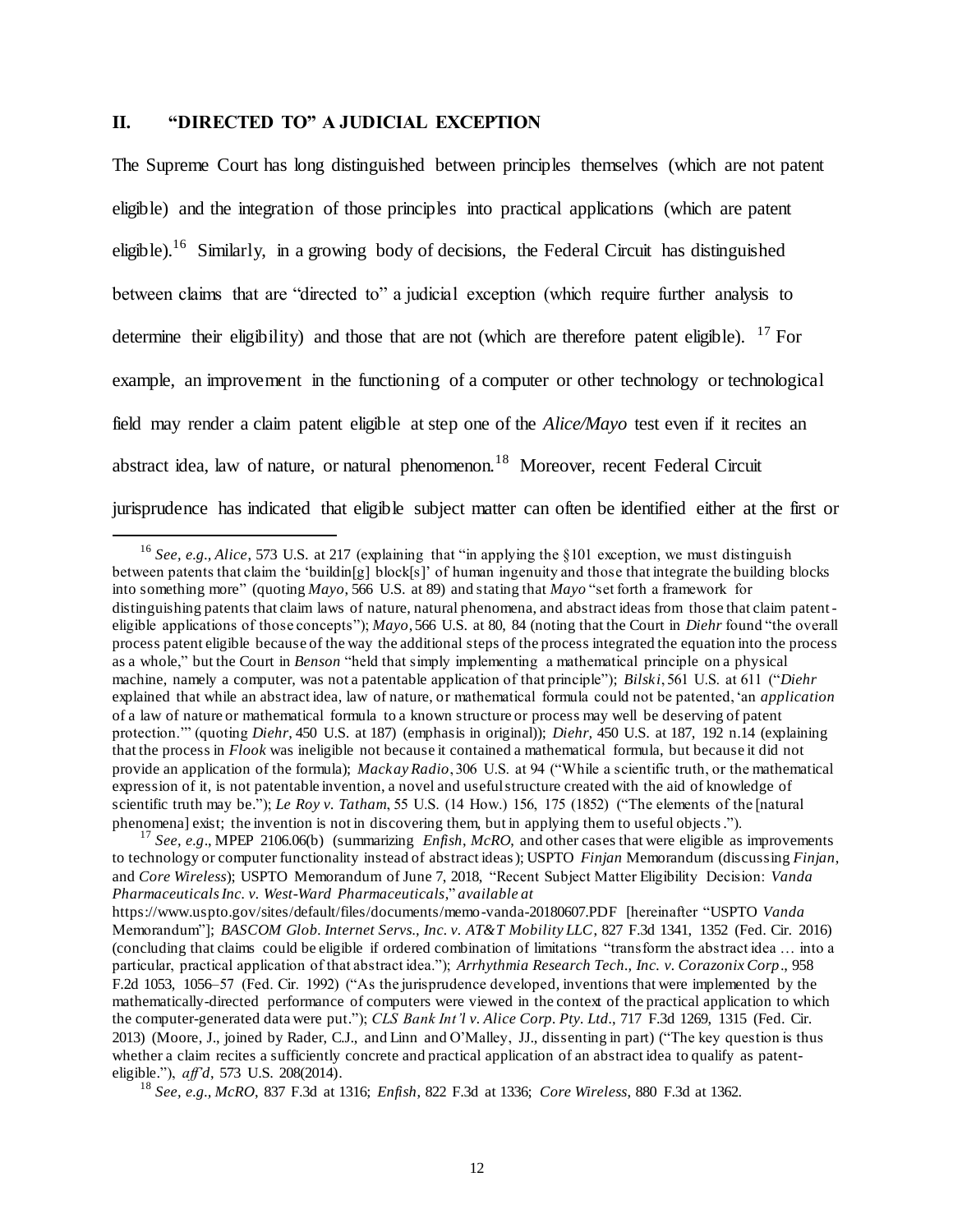## II. "DIRECTED TO" A JUDICIAL EXCEPTION

The Supreme Court has long distinguished between principles themselves (which are not patent eligible) and the integration of those principles into practical applications (which are patent eligible).[16] Similarly, in a growing body of decisions, the Federal Circuit has distinguished between claims that are "directed to" a judicial exception (which require further analysis to determine their eligibility) and those that are not (which are therefore patent eligible).[17] For example, an improvement in the functioning of a computer or other technology or technological field may render a claim patent eligible at step one of the *Alice/Mayo* test even if it recites an abstract idea, law of nature, or natural phenomenon.[18] Moreover, recent Federal Circuit jurisprudence has indicated that eligible subject matter can often be identified either at the first or

---

[16] *See, e.g., Alice,* 573 U.S. at 217 (explaining that "in applying the §101 exception, we must distinguish between patents that claim the 'buildin[g] block[s]' of human ingenuity and those that integrate the building blocks into something more" (quoting *Mayo*, 566 U.S. at 89) and stating that *Mayo* "set forth a framework for distinguishing patents that claim laws of nature, natural phenomena, and abstract ideas from those that claim patent-eligible applications of those concepts"); *Mayo*, 566 U.S. at 80, 84 (noting that the Court in *Diehr* found "the overall process patent eligible because of the way the additional steps of the process integrated the equation into the process as a whole," but the Court in *Benson* "held that simply implementing a mathematical principle on a physical machine, namely a computer, was not a patentable application of that principle"); *Bilski*, 561 U.S. at 611 ("*Diehr* explained that while an abstract idea, law of nature, or mathematical formula could not be patented, 'an *application* of a law of nature or mathematical formula to a known structure or process may well be deserving of patent protection.'" (quoting *Diehr*, 450 U.S. at 187) (emphasis in original)); *Diehr,* 450 U.S. at 187, 192 n.14 (explaining that the process in *Flook* was ineligible not because it contained a mathematical formula, but because it did not provide an application of the formula); *Mackay Radio*, 306 U.S. at 94 ("While a scientific truth, or the mathematical expression of it, is not patentable invention, a novel and useful structure created with the aid of knowledge of scientific truth may be."); *Le Roy v. Tatham*, 55 U.S. (14 How.) 156, 175 (1852) ("The elements of the [natural phenomena] exist; the invention is not in discovering them, but in applying them to useful objects.").

[17] *See, e.g*., MPEP 2106.06(b) (summarizing *Enfish*, *McRO*, and other cases that were eligible as improvements to technology or computer functionality instead of abstract ideas); USPTO *Finjan* Memorandum (discussing *Finjan*, and *Core Wireless*); USPTO Memorandum of June 7, 2018, "Recent Subject Matter Eligibility Decision: *Vanda Pharmaceuticals Inc. v. West-Ward Pharmaceuticals*," *available at* https://www.uspto.gov/sites/default/files/documents/memo-vanda-20180607.PDF [hereinafter "USPTO *Vanda* Memorandum"]; *BASCOM Glob. Internet Servs., Inc. v. AT&T Mobility LLC*, 827 F.3d 1341, 1352 (Fed. Cir. 2016) (concluding that claims could be eligible if ordered combination of limitations "transform the abstract idea … into a particular, practical application of that abstract idea."); *Arrhythmia Research Tech., Inc. v. Corazonix Corp*., 958 F.2d 1053, 1056–57 (Fed. Cir. 1992) ("As the jurisprudence developed, inventions that were implemented by the mathematically-directed performance of computers were viewed in the context of the practical application to which the computer-generated data were put."); *CLS Bank Int'l v. Alice Corp. Pty. Ltd*., 717 F.3d 1269, 1315 (Fed. Cir. 2013) (Moore, J., joined by Rader, C.J., and Linn and O'Malley, JJ., dissenting in part) ("The key question is thus whether a claim recites a sufficiently concrete and practical application of an abstract idea to qualify as patent-eligible."), *aff'd*, 573 U.S. 208(2014).

[18] *See, e.g., McRO*, 837 F.3d at 1316; *Enfish*, 822 F.3d at 1336; *Core Wireless*, 880 F.3d at 1362.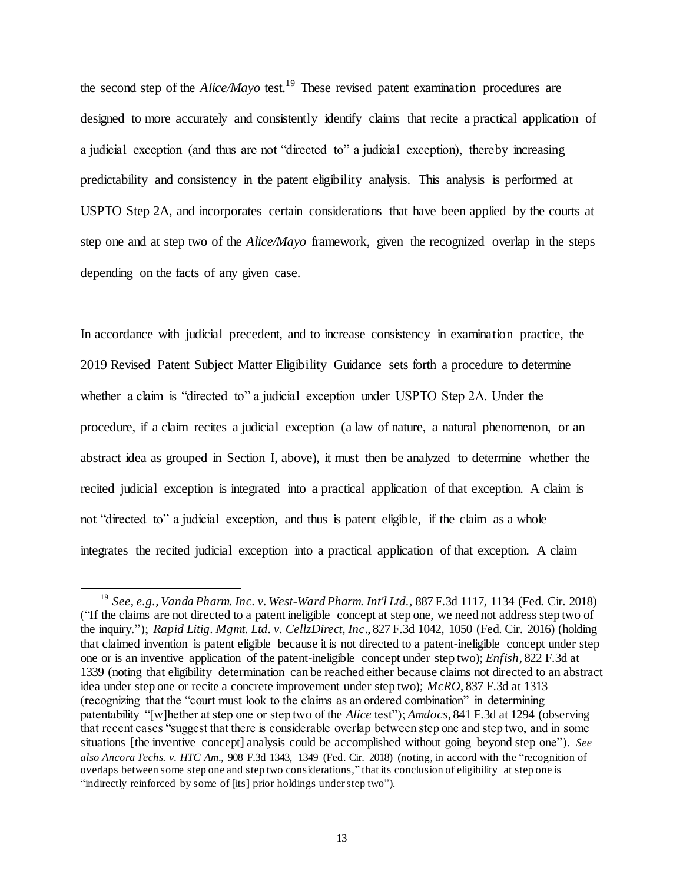the second step of the *Alice/Mayo* test.[19] These revised patent examination procedures are designed to more accurately and consistently identify claims that recite a practical application of a judicial exception (and thus are not "directed to" a judicial exception), thereby increasing predictability and consistency in the patent eligibility analysis. This analysis is performed at USPTO Step 2A, and incorporates certain considerations that have been applied by the courts at step one and at step two of the *Alice/Mayo* framework, given the recognized overlap in the steps depending on the facts of any given case.

In accordance with judicial precedent, and to increase consistency in examination practice, the 2019 Revised Patent Subject Matter Eligibility Guidance sets forth a procedure to determine whether a claim is "directed to" a judicial exception under USPTO Step 2A. Under the procedure, if a claim recites a judicial exception (a law of nature, a natural phenomenon, or an abstract idea as grouped in Section I, above), it must then be analyzed to determine whether the recited judicial exception is integrated into a practical application of that exception. A claim is not "directed to" a judicial exception, and thus is patent eligible, if the claim as a whole integrates the recited judicial exception into a practical application of that exception. A claim

---

[19] *See, e.g., Vanda Pharm. Inc. v. West-Ward Pharm. Int'l Ltd.*, 887 F.3d 1117, 1134 (Fed. Cir. 2018) ("If the claims are not directed to a patent ineligible concept at step one, we need not address step two of the inquiry."); *Rapid Litig. Mgmt. Ltd. v. CellzDirect, Inc*., 827 F.3d 1042, 1050 (Fed. Cir. 2016) (holding that claimed invention is patent eligible because it is not directed to a patent-ineligible concept under step one or is an inventive application of the patent-ineligible concept under step two); *Enfish*, 822 F.3d at 1339 (noting that eligibility determination can be reached either because claims not directed to an abstract idea under step one or recite a concrete improvement under step two); *McRO*, 837 F.3d at 1313 (recognizing that the "court must look to the claims as an ordered combination" in determining patentability "[w]hether at step one or step two of the *Alice* test"); *Amdocs*, 841 F.3d at 1294 (observing that recent cases "suggest that there is considerable overlap between step one and step two, and in some situations [the inventive concept] analysis could be accomplished without going beyond step one"). *See also Ancora Techs. v. HTC Am.*, 908 F.3d 1343, 1349 (Fed. Cir. 2018) (noting, in accord with the "recognition of overlaps between some step one and step two considerations," that its conclusion of eligibility at step one is "indirectly reinforced by some of [its] prior holdings under step two").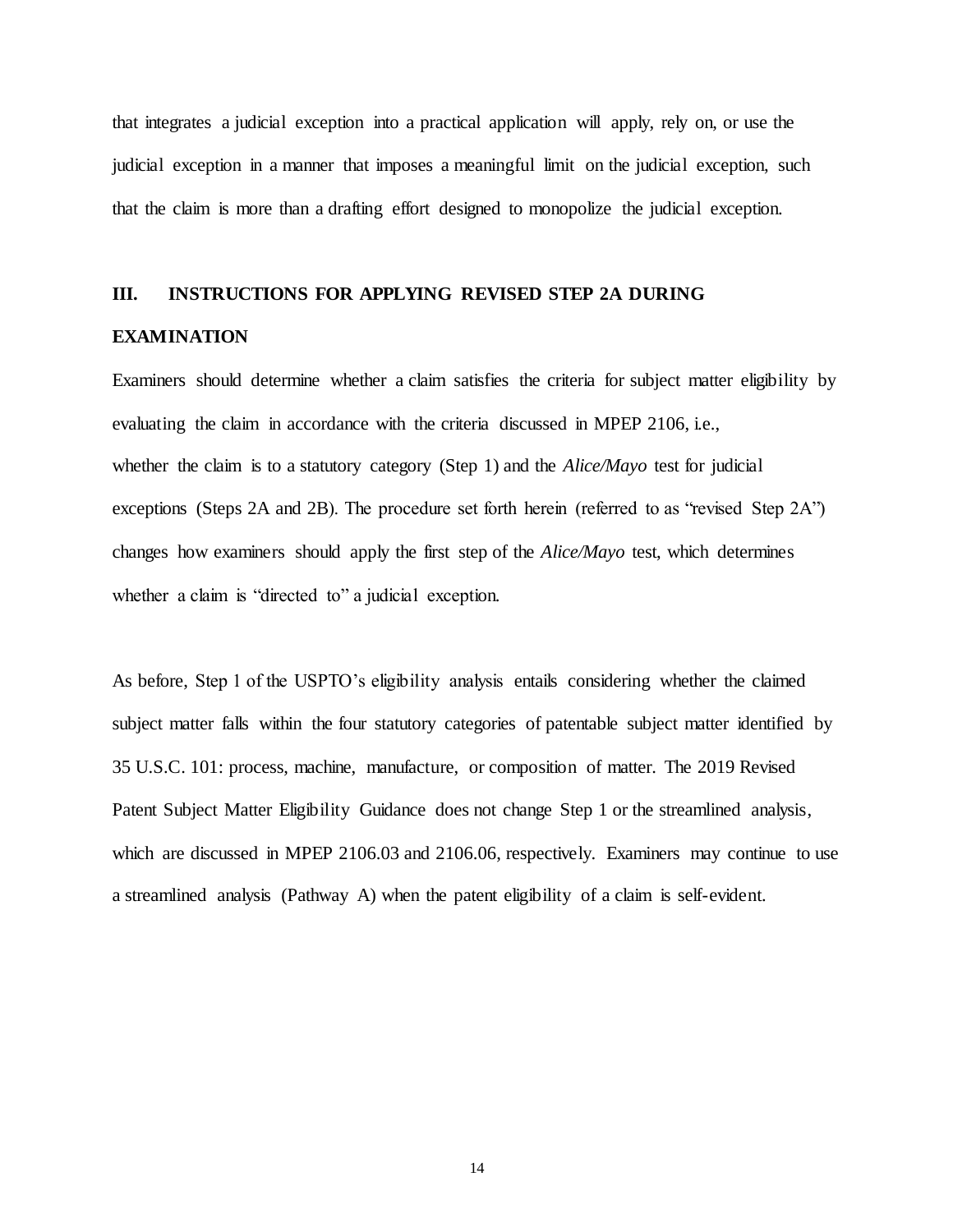that integrates a judicial exception into a practical application will apply, rely on, or use the judicial exception in a manner that imposes a meaningful limit on the judicial exception, such that the claim is more than a drafting effort designed to monopolize the judicial exception.

## III. INSTRUCTIONS FOR APPLYING REVISED STEP 2A DURING EXAMINATION

Examiners should determine whether a claim satisfies the criteria for subject matter eligibility by evaluating the claim in accordance with the criteria discussed in MPEP 2106, i.e., whether the claim is to a statutory category (Step 1) and the *Alice/Mayo* test for judicial exceptions (Steps 2A and 2B). The procedure set forth herein (referred to as "revised Step 2A") changes how examiners should apply the first step of the *Alice/Mayo* test, which determines whether a claim is "directed to" a judicial exception.

As before, Step 1 of the USPTO's eligibility analysis entails considering whether the claimed subject matter falls within the four statutory categories of patentable subject matter identified by 35 U.S.C. 101: process, machine, manufacture, or composition of matter. The 2019 Revised Patent Subject Matter Eligibility Guidance does not change Step 1 or the streamlined analysis, which are discussed in MPEP 2106.03 and 2106.06, respectively. Examiners may continue to use a streamlined analysis (Pathway A) when the patent eligibility of a claim is self-evident.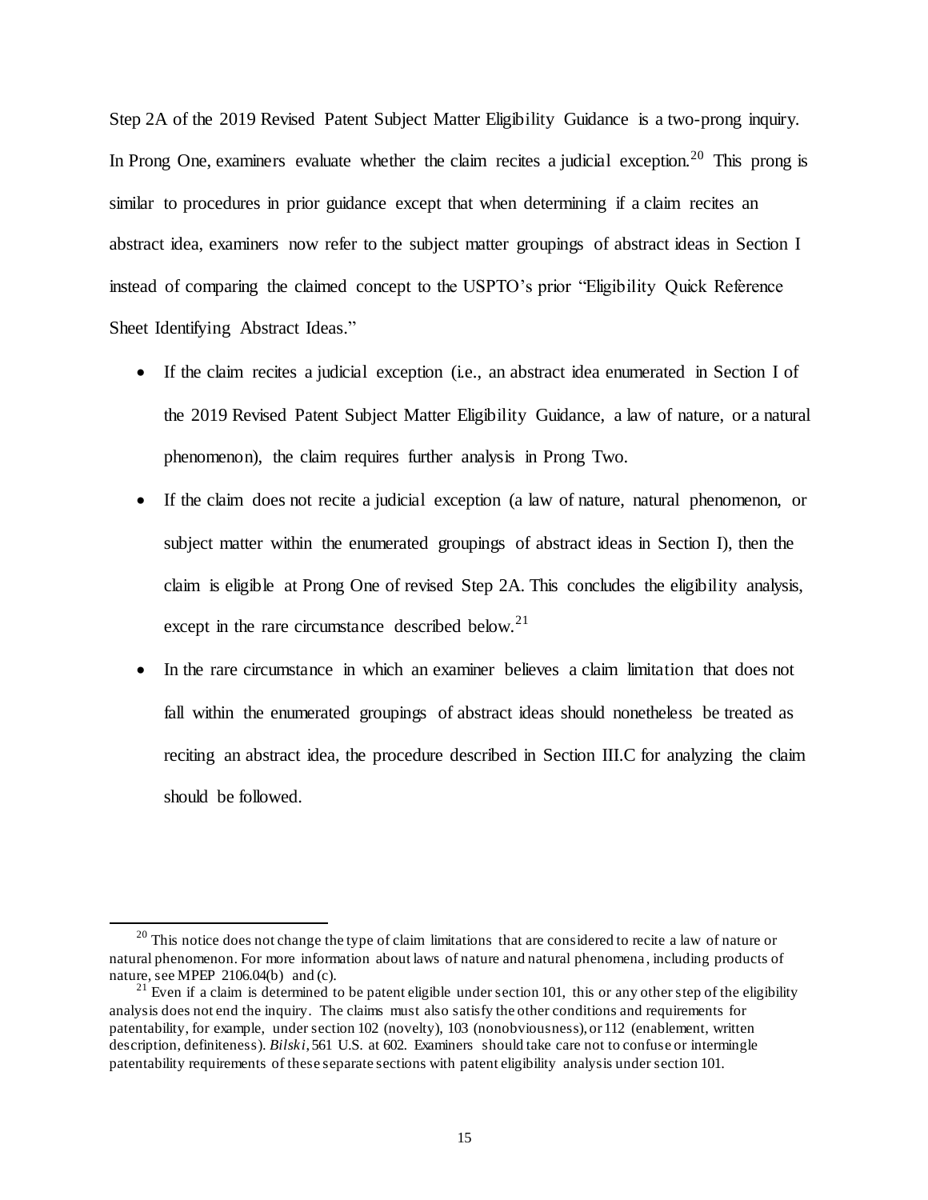Step 2A of the 2019 Revised Patent Subject Matter Eligibility Guidance is a two-prong inquiry. In Prong One, examiners evaluate whether the claim recites a judicial exception.[20] This prong is similar to procedures in prior guidance except that when determining if a claim recites an abstract idea, examiners now refer to the subject matter groupings of abstract ideas in Section I instead of comparing the claimed concept to the USPTO's prior "Eligibility Quick Reference Sheet Identifying Abstract Ideas."

- If the claim recites a judicial exception (i.e., an abstract idea enumerated in Section I of the 2019 Revised Patent Subject Matter Eligibility Guidance, a law of nature, or a natural phenomenon), the claim requires further analysis in Prong Two.
- If the claim does not recite a judicial exception (a law of nature, natural phenomenon, or subject matter within the enumerated groupings of abstract ideas in Section I), then the claim is eligible at Prong One of revised Step 2A. This concludes the eligibility analysis, except in the rare circumstance described below.[21]
- In the rare circumstance in which an examiner believes a claim limitation that does not fall within the enumerated groupings of abstract ideas should nonetheless be treated as reciting an abstract idea, the procedure described in Section III.C for analyzing the claim should be followed.

---

[20] This notice does not change the type of claim limitations that are considered to recite a law of nature or natural phenomenon. For more information about laws of nature and natural phenomena, including products of nature, see MPEP 2106.04(b) and (c).

[21] Even if a claim is determined to be patent eligible under section 101, this or any other step of the eligibility analysis does not end the inquiry. The claims must also satisfy the other conditions and requirements for patentability, for example, under section 102 (novelty), 103 (nonobviousness), or 112 (enablement, written description, definiteness). *Bilski*, 561 U.S. at 602. Examiners should take care not to confuse or intermingle patentability requirements of these separate sections with patent eligibility analysis under section 101.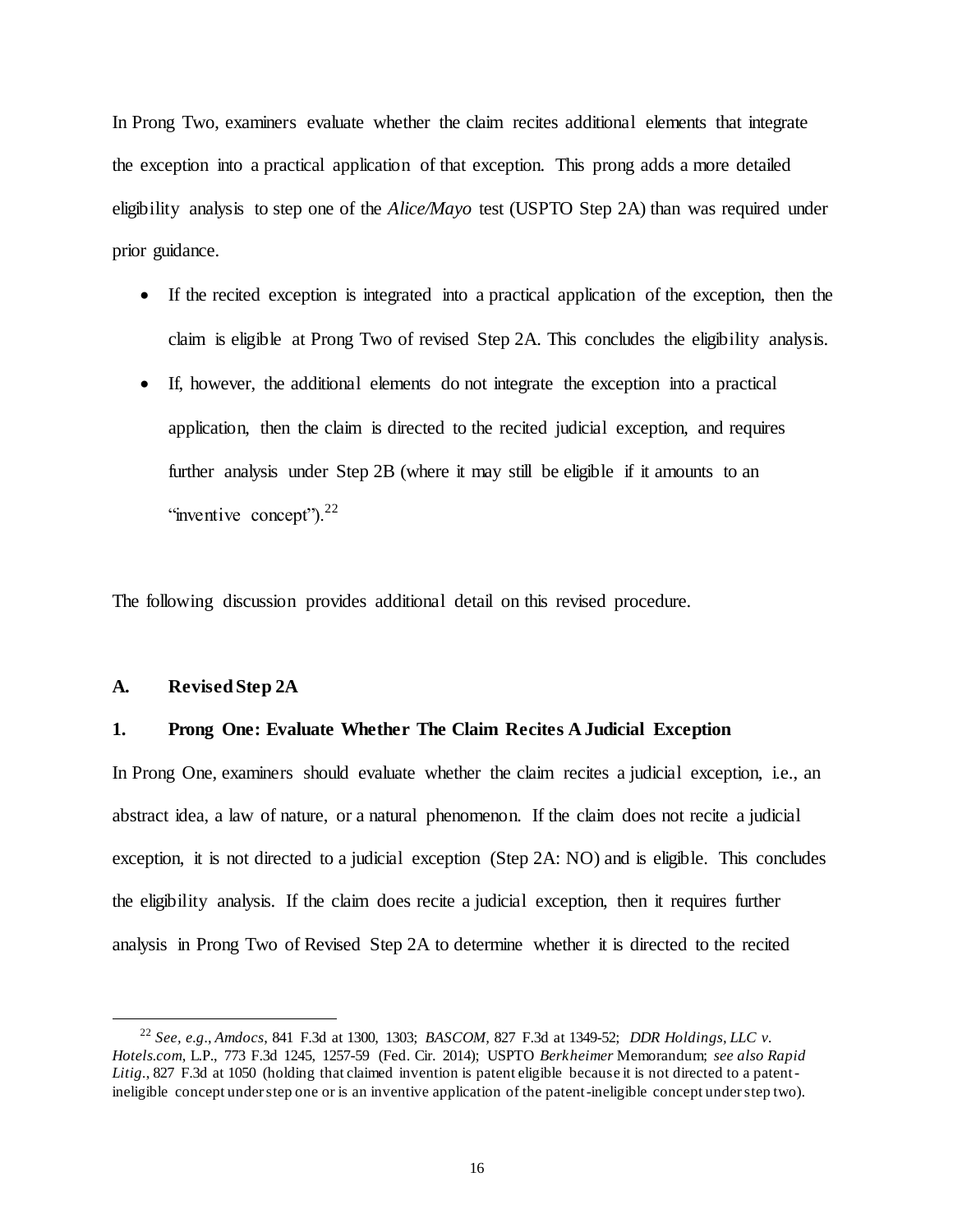In Prong Two, examiners evaluate whether the claim recites additional elements that integrate the exception into a practical application of that exception. This prong adds a more detailed eligibility analysis to step one of the *Alice/Mayo* test (USPTO Step 2A) than was required under prior guidance.

- If the recited exception is integrated into a practical application of the exception, then the claim is eligible at Prong Two of revised Step 2A. This concludes the eligibility analysis.
- If, however, the additional elements do not integrate the exception into a practical application, then the claim is directed to the recited judicial exception, and requires further analysis under Step 2B (where it may still be eligible if it amounts to an "inventive concept").[22]

The following discussion provides additional detail on this revised procedure.

### A. Revised Step 2A

#### 1. Prong One: Evaluate Whether The Claim Recites A Judicial Exception

In Prong One, examiners should evaluate whether the claim recites a judicial exception, i.e., an abstract idea, a law of nature, or a natural phenomenon. If the claim does not recite a judicial exception, it is not directed to a judicial exception (Step 2A: NO) and is eligible. This concludes the eligibility analysis. If the claim does recite a judicial exception, then it requires further analysis in Prong Two of Revised Step 2A to determine whether it is directed to the recited

---

[22] *See, e.g.*, *Amdocs*, 841 F.3d at 1300, 1303; *BASCOM,* 827 F.3d at 1349-52; *DDR Holdings, LLC v. Hotels.com*, L.P., 773 F.3d 1245, 1257-59 (Fed. Cir. 2014); USPTO *Berkheimer* Memorandum; *see also Rapid Litig.*, 827 F.3d at 1050 (holding that claimed invention is patent eligible because it is not directed to a patent-ineligible concept under step one or is an inventive application of the patent-ineligible concept under step two).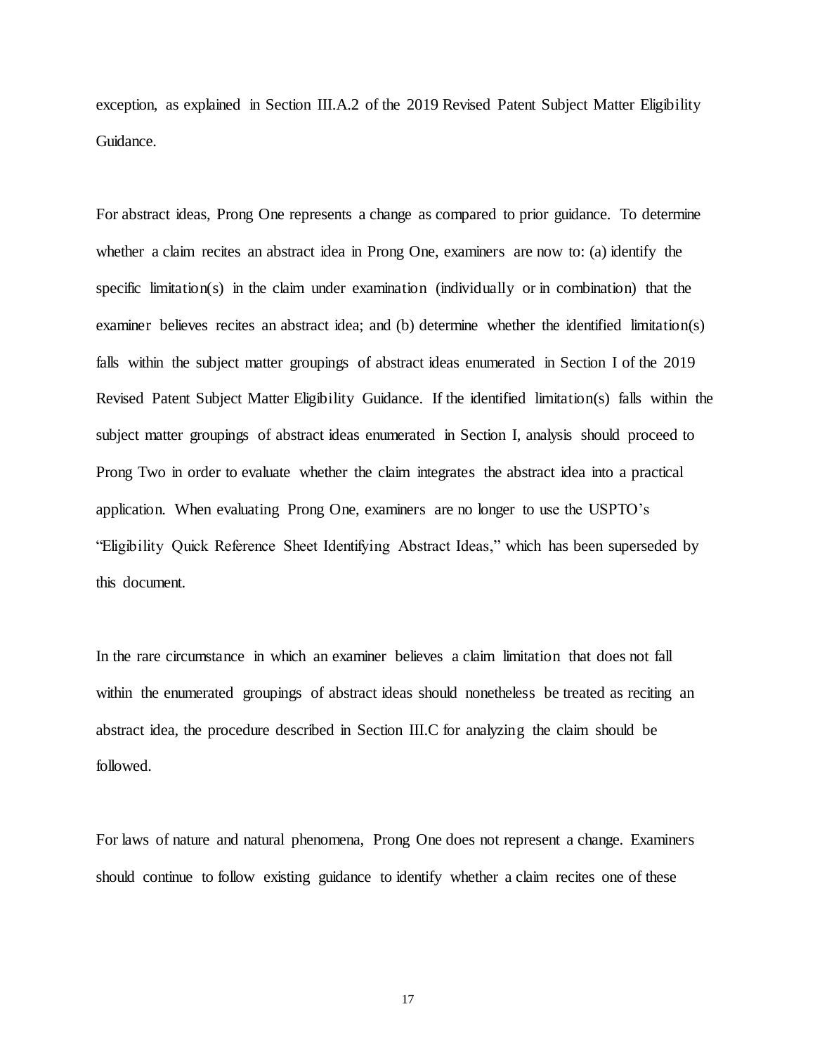exception, as explained in Section III.A.2 of the 2019 Revised Patent Subject Matter Eligibility Guidance.

For abstract ideas, Prong One represents a change as compared to prior guidance. To determine whether a claim recites an abstract idea in Prong One, examiners are now to: (a) identify the specific limitation(s) in the claim under examination (individually or in combination) that the examiner believes recites an abstract idea; and (b) determine whether the identified limitation(s) falls within the subject matter groupings of abstract ideas enumerated in Section I of the 2019 Revised Patent Subject Matter Eligibility Guidance. If the identified limitation(s) falls within the subject matter groupings of abstract ideas enumerated in Section I, analysis should proceed to Prong Two in order to evaluate whether the claim integrates the abstract idea into a practical application. When evaluating Prong One, examiners are no longer to use the USPTO's "Eligibility Quick Reference Sheet Identifying Abstract Ideas," which has been superseded by this document.

In the rare circumstance in which an examiner believes a claim limitation that does not fall within the enumerated groupings of abstract ideas should nonetheless be treated as reciting an abstract idea, the procedure described in Section III.C for analyzing the claim should be followed.

For laws of nature and natural phenomena, Prong One does not represent a change. Examiners should continue to follow existing guidance to identify whether a claim recites one of these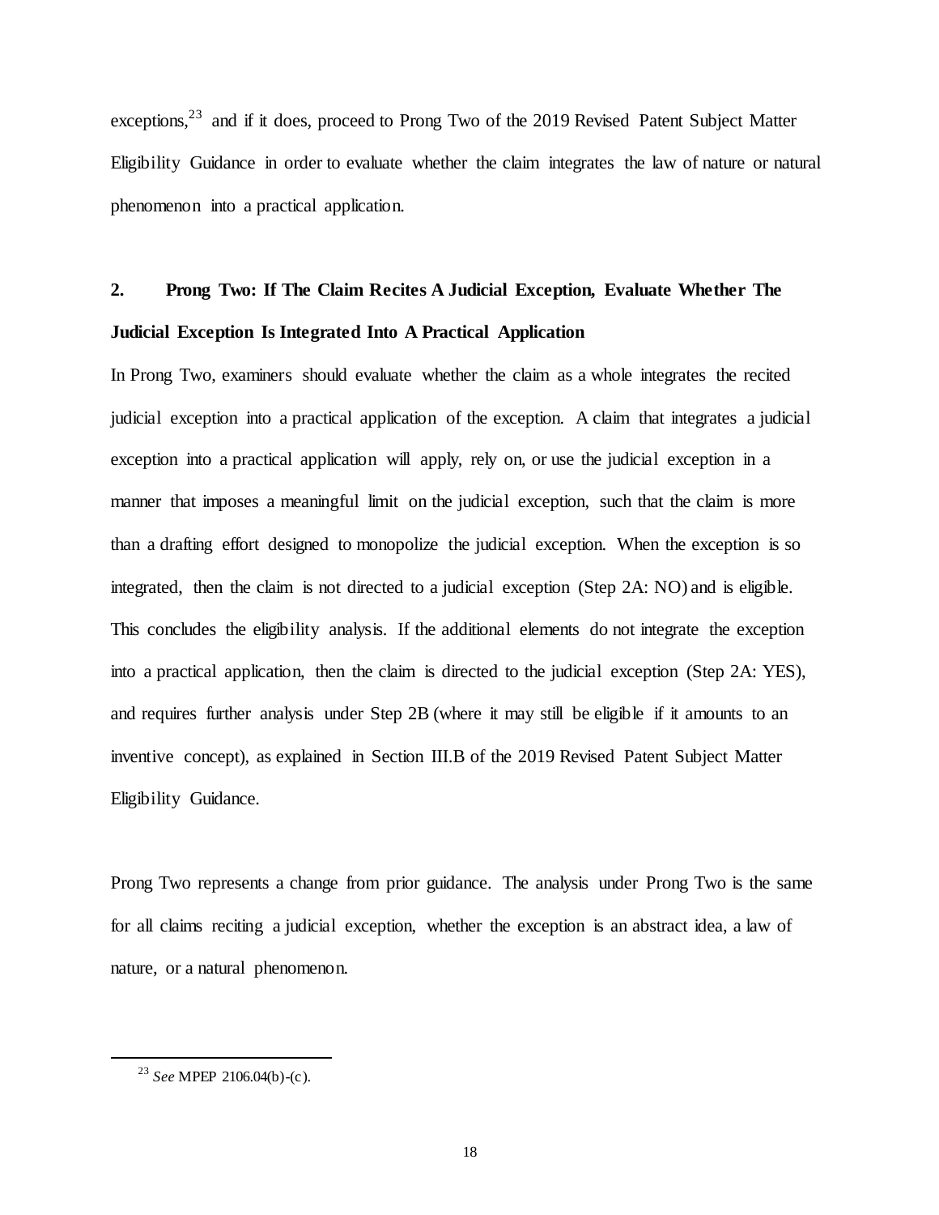exceptions,[23] and if it does, proceed to Prong Two of the 2019 Revised Patent Subject Matter Eligibility Guidance in order to evaluate whether the claim integrates the law of nature or natural phenomenon into a practical application.

**2. Prong Two: If The Claim Recites A Judicial Exception, Evaluate Whether The Judicial Exception Is Integrated Into A Practical Application**

In Prong Two, examiners should evaluate whether the claim as a whole integrates the recited judicial exception into a practical application of the exception. A claim that integrates a judicial exception into a practical application will apply, rely on, or use the judicial exception in a manner that imposes a meaningful limit on the judicial exception, such that the claim is more than a drafting effort designed to monopolize the judicial exception. When the exception is so integrated, then the claim is not directed to a judicial exception (Step 2A: NO) and is eligible. This concludes the eligibility analysis. If the additional elements do not integrate the exception into a practical application, then the claim is directed to the judicial exception (Step 2A: YES), and requires further analysis under Step 2B (where it may still be eligible if it amounts to an inventive concept), as explained in Section III.B of the 2019 Revised Patent Subject Matter Eligibility Guidance.

Prong Two represents a change from prior guidance. The analysis under Prong Two is the same for all claims reciting a judicial exception, whether the exception is an abstract idea, a law of nature, or a natural phenomenon.

---

[23] *See* MPEP 2106.04(b)-(c).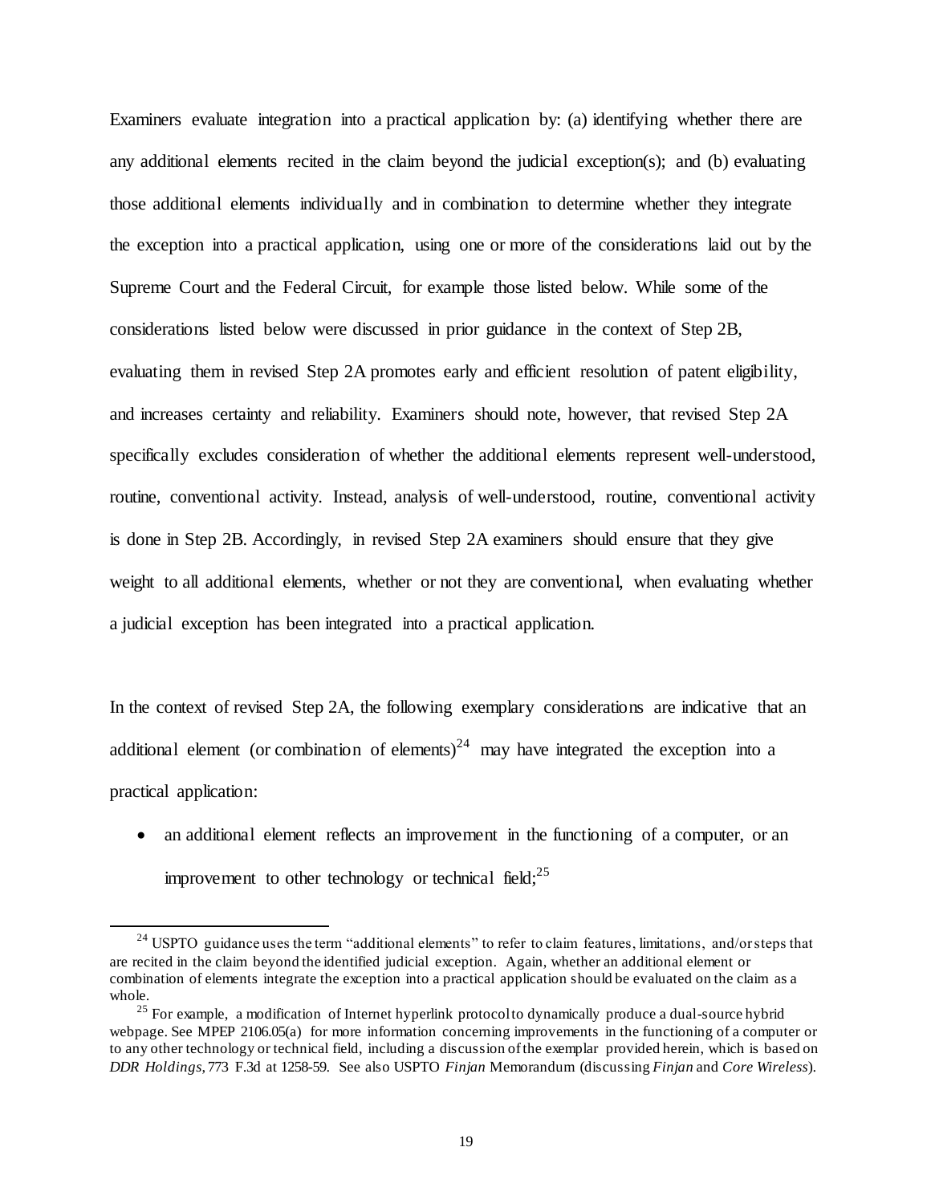Examiners evaluate integration into a practical application by: (a) identifying whether there are any additional elements recited in the claim beyond the judicial exception(s); and (b) evaluating those additional elements individually and in combination to determine whether they integrate the exception into a practical application, using one or more of the considerations laid out by the Supreme Court and the Federal Circuit, for example those listed below. While some of the considerations listed below were discussed in prior guidance in the context of Step 2B, evaluating them in revised Step 2A promotes early and efficient resolution of patent eligibility, and increases certainty and reliability. Examiners should note, however, that revised Step 2A specifically excludes consideration of whether the additional elements represent well-understood, routine, conventional activity. Instead, analysis of well-understood, routine, conventional activity is done in Step 2B. Accordingly, in revised Step 2A examiners should ensure that they give weight to all additional elements, whether or not they are conventional, when evaluating whether a judicial exception has been integrated into a practical application.

In the context of revised Step 2A, the following exemplary considerations are indicative that an additional element (or combination of elements)[24] may have integrated the exception into a practical application:

- an additional element reflects an improvement in the functioning of a computer, or an improvement to other technology or technical field;[25]

---

[24] USPTO guidance uses the term "additional elements" to refer to claim features, limitations, and/or steps that are recited in the claim beyond the identified judicial exception. Again, whether an additional element or combination of elements integrate the exception into a practical application should be evaluated on the claim as a whole.

[25] For example, a modification of Internet hyperlink protocol to dynamically produce a dual-source hybrid webpage. See MPEP 2106.05(a) for more information concerning improvements in the functioning of a computer or to any other technology or technical field, including a discussion of the exemplar provided herein, which is based on *DDR Holdings*, 773 F.3d at 1258-59. See also USPTO *Finjan* Memorandum (discussing *Finjan* and *Core Wireless*).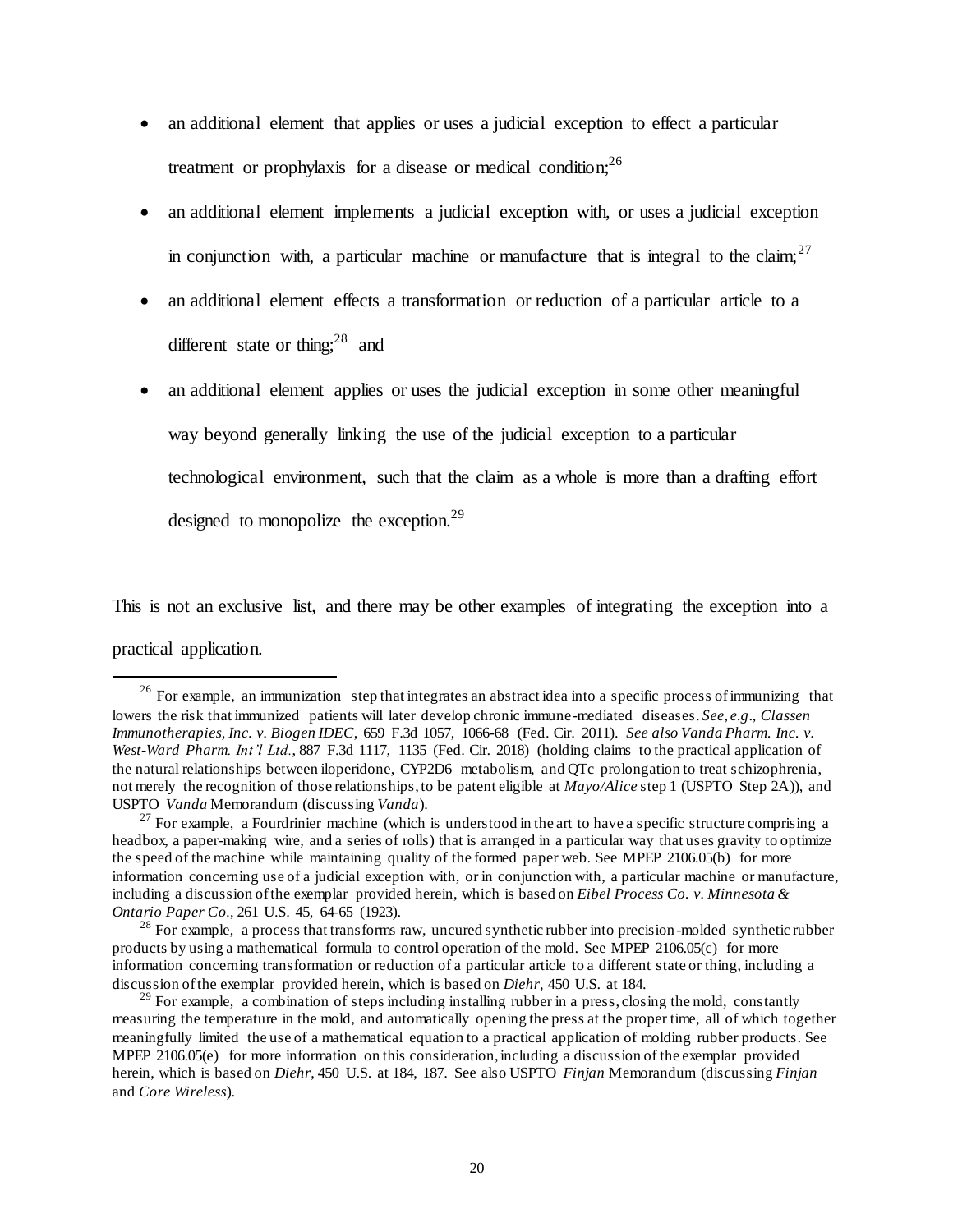- an additional element that applies or uses a judicial exception to effect a particular treatment or prophylaxis for a disease or medical condition;[26]
- an additional element implements a judicial exception with, or uses a judicial exception in conjunction with, a particular machine or manufacture that is integral to the claim;[27]
- an additional element effects a transformation or reduction of a particular article to a different state or thing;[28] and
- an additional element applies or uses the judicial exception in some other meaningful way beyond generally linking the use of the judicial exception to a particular technological environment, such that the claim as a whole is more than a drafting effort designed to monopolize the exception.[29]

This is not an exclusive list, and there may be other examples of integrating the exception into a practical application.

---

[26] For example, an immunization step that integrates an abstract idea into a specific process of immunizing that lowers the risk that immunized patients will later develop chronic immune-mediated diseases. *See, e.g*., *Classen Immunotherapies, Inc. v. Biogen IDEC*, 659 F.3d 1057, 1066-68 (Fed. Cir. 2011). *See also Vanda Pharm. Inc. v. West-Ward Pharm. Int'l Ltd.*, 887 F.3d 1117, 1135 (Fed. Cir. 2018) (holding claims to the practical application of the natural relationships between iloperidone, CYP2D6 metabolism, and QTc prolongation to treat schizophrenia, not merely the recognition of those relationships, to be patent eligible at *Mayo/Alice* step 1 (USPTO Step 2A)), and USPTO *Vanda* Memorandum (discussing *Vanda*).

[27] For example, a Fourdrinier machine (which is understood in the art to have a specific structure comprising a headbox, a paper-making wire, and a series of rolls) that is arranged in a particular way that uses gravity to optimize the speed of the machine while maintaining quality of the formed paper web. See MPEP 2106.05(b) for more information concerning use of a judicial exception with, or in conjunction with, a particular machine or manufacture, including a discussion of the exemplar provided herein, which is based on *Eibel Process Co. v. Minnesota & Ontario Paper Co*., 261 U.S. 45, 64-65 (1923).

[28] For example, a process that transforms raw, uncured synthetic rubber into precision-molded synthetic rubber products by using a mathematical formula to control operation of the mold. See MPEP 2106.05(c) for more information concerning transformation or reduction of a particular article to a different state or thing, including a discussion of the exemplar provided herein, which is based on *Diehr*, 450 U.S. at 184.

[29] For example, a combination of steps including installing rubber in a press, closing the mold, constantly measuring the temperature in the mold, and automatically opening the press at the proper time, all of which together meaningfully limited the use of a mathematical equation to a practical application of molding rubber products. See MPEP 2106.05(e) for more information on this consideration, including a discussion of the exemplar provided herein, which is based on *Diehr*, 450 U.S. at 184, 187. See also USPTO *Finjan* Memorandum (discussing *Finjan* and *Core Wireless*).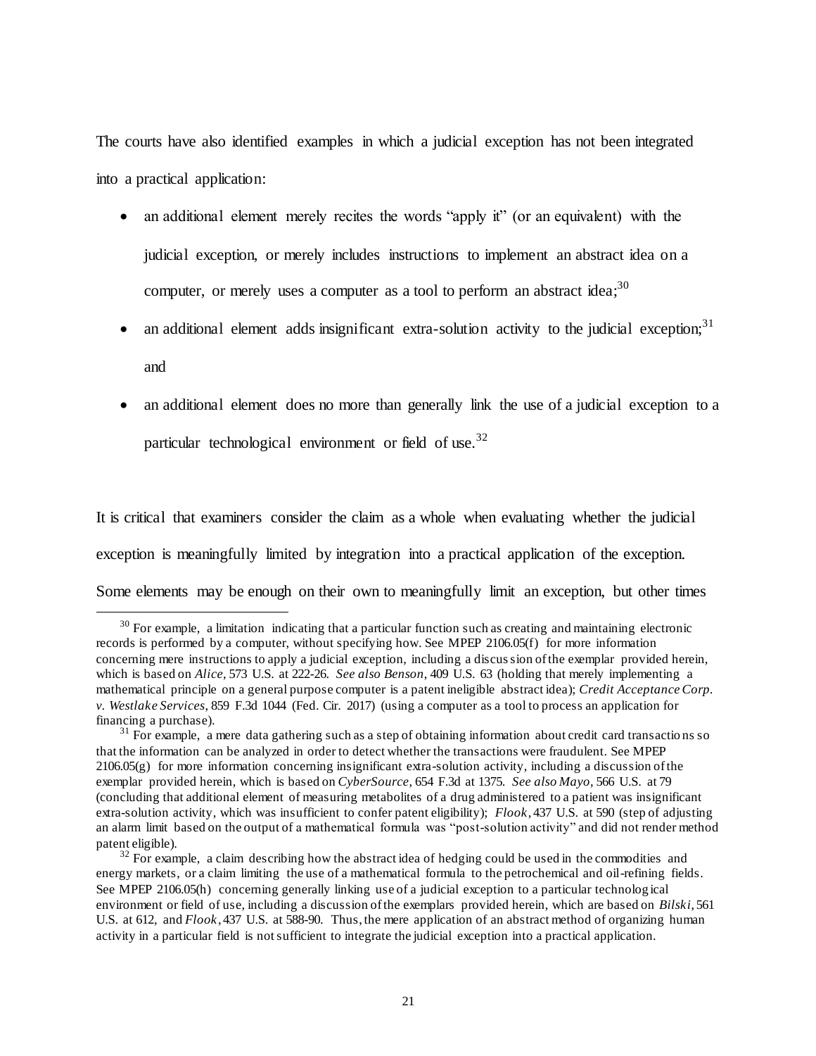The courts have also identified examples in which a judicial exception has not been integrated into a practical application:

- an additional element merely recites the words "apply it" (or an equivalent) with the judicial exception, or merely includes instructions to implement an abstract idea on a computer, or merely uses a computer as a tool to perform an abstract idea;[30]
- an additional element adds insignificant extra-solution activity to the judicial exception;[31] and
- an additional element does no more than generally link the use of a judicial exception to a particular technological environment or field of use.[32]

It is critical that examiners consider the claim as a whole when evaluating whether the judicial exception is meaningfully limited by integration into a practical application of the exception. Some elements may be enough on their own to meaningfully limit an exception, but other times

---

[30] For example, a limitation indicating that a particular function such as creating and maintaining electronic records is performed by a computer, without specifying how. See MPEP 2106.05(f) for more information concerning mere instructions to apply a judicial exception, including a discussion of the exemplar provided herein, which is based on *Alice*, 573 U.S. at 222-26. *See also Benson*, 409 U.S. 63 (holding that merely implementing a mathematical principle on a general purpose computer is a patent ineligible abstract idea); *Credit Acceptance Corp. v. Westlake Services*, 859 F.3d 1044 (Fed. Cir. 2017) (using a computer as a tool to process an application for financing a purchase).

[31] For example, a mere data gathering such as a step of obtaining information about credit card transactions so that the information can be analyzed in order to detect whether the transactions were fraudulent. See MPEP 2106.05(g) for more information concerning insignificant extra-solution activity, including a discussion of the exemplar provided herein, which is based on *CyberSource*, 654 F.3d at 1375. *See also Mayo*, 566 U.S. at 79 (concluding that additional element of measuring metabolites of a drug administered to a patient was insignificant extra-solution activity, which was insufficient to confer patent eligibility); *Flook*, 437 U.S. at 590 (step of adjusting an alarm limit based on the output of a mathematical formula was "post-solution activity" and did not render method patent eligible).

[32] For example, a claim describing how the abstract idea of hedging could be used in the commodities and energy markets, or a claim limiting the use of a mathematical formula to the petrochemical and oil-refining fields. See MPEP 2106.05(h) concerning generally linking use of a judicial exception to a particular technological environment or field of use, including a discussion of the exemplars provided herein, which are based on *Bilski*, 561 U.S. at 612, and *Flook*, 437 U.S. at 588-90. Thus, the mere application of an abstract method of organizing human activity in a particular field is not sufficient to integrate the judicial exception into a practical application.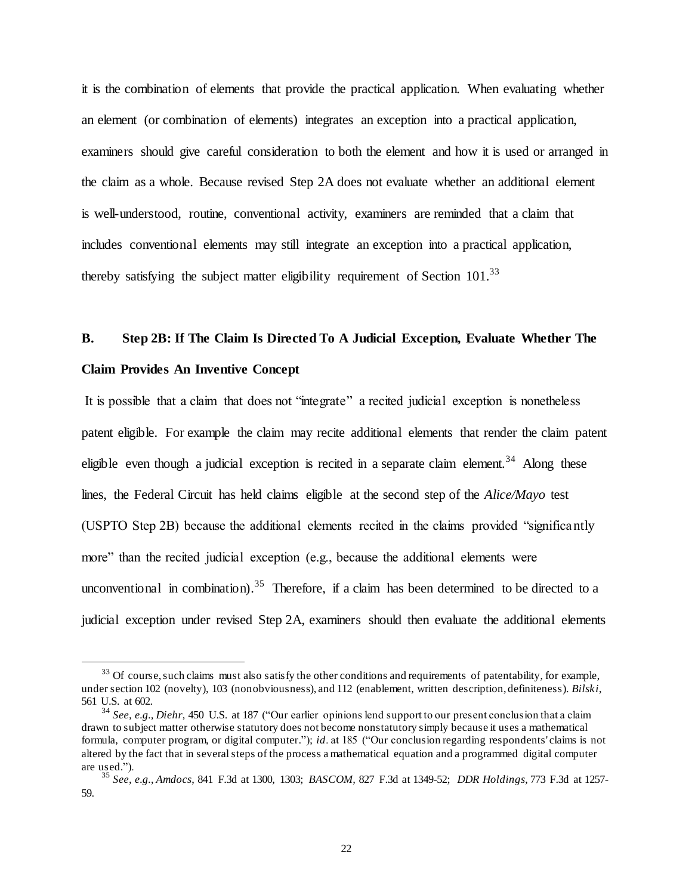it is the combination of elements that provide the practical application. When evaluating whether an element (or combination of elements) integrates an exception into a practical application, examiners should give careful consideration to both the element and how it is used or arranged in the claim as a whole. Because revised Step 2A does not evaluate whether an additional element is well-understood, routine, conventional activity, examiners are reminded that a claim that includes conventional elements may still integrate an exception into a practical application, thereby satisfying the subject matter eligibility requirement of Section 101.[33]

### B. Step 2B: If The Claim Is Directed To A Judicial Exception, Evaluate Whether The Claim Provides An Inventive Concept

It is possible that a claim that does not "integrate" a recited judicial exception is nonetheless patent eligible. For example the claim may recite additional elements that render the claim patent eligible even though a judicial exception is recited in a separate claim element.[34] Along these lines, the Federal Circuit has held claims eligible at the second step of the *Alice/Mayo* test (USPTO Step 2B) because the additional elements recited in the claims provided "significantly more" than the recited judicial exception (e.g., because the additional elements were unconventional in combination).[35] Therefore, if a claim has been determined to be directed to a judicial exception under revised Step 2A, examiners should then evaluate the additional elements

---

[33] Of course, such claims must also satisfy the other conditions and requirements of patentability, for example, under section 102 (novelty), 103 (nonobviousness), and 112 (enablement, written description, definiteness). *Bilski*, 561 U.S. at 602.

[34] *See, e.g., Diehr*, 450 U.S. at 187 ("Our earlier opinions lend support to our present conclusion that a claim drawn to subject matter otherwise statutory does not become nonstatutory simply because it uses a mathematical formula, computer program, or digital computer."); *id.* at 185 ("Our conclusion regarding respondents' claims is not altered by the fact that in several steps of the process a mathematical equation and a programmed digital computer are used.").

[35] *See, e.g., Amdocs*, 841 F.3d at 1300, 1303; *BASCOM*, 827 F.3d at 1349-52; *DDR Holdings*, 773 F.3d at 1257-59.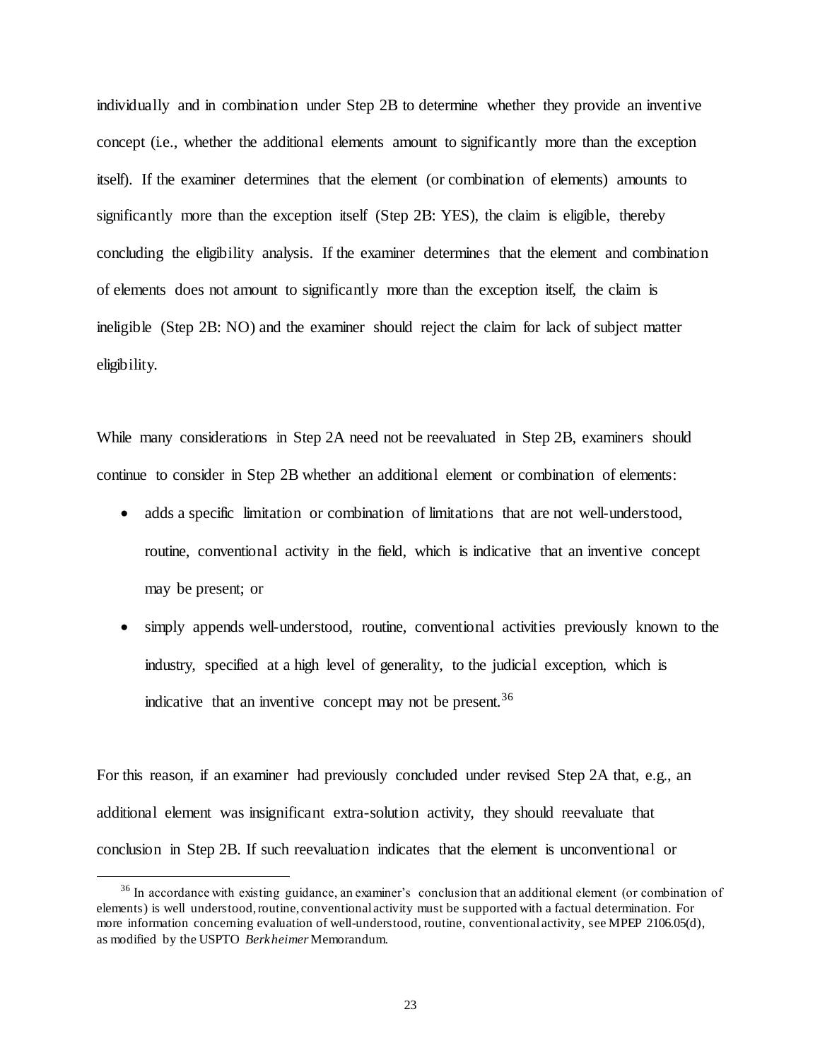individually and in combination under Step 2B to determine whether they provide an inventive concept (i.e., whether the additional elements amount to significantly more than the exception itself). If the examiner determines that the element (or combination of elements) amounts to significantly more than the exception itself (Step 2B: YES), the claim is eligible, thereby concluding the eligibility analysis. If the examiner determines that the element and combination of elements does not amount to significantly more than the exception itself, the claim is ineligible (Step 2B: NO) and the examiner should reject the claim for lack of subject matter eligibility.

While many considerations in Step 2A need not be reevaluated in Step 2B, examiners should continue to consider in Step 2B whether an additional element or combination of elements:

- adds a specific limitation or combination of limitations that are not well-understood, routine, conventional activity in the field, which is indicative that an inventive concept may be present; or
- simply appends well-understood, routine, conventional activities previously known to the industry, specified at a high level of generality, to the judicial exception, which is indicative that an inventive concept may not be present.[36]

For this reason, if an examiner had previously concluded under revised Step 2A that, e.g., an additional element was insignificant extra-solution activity, they should reevaluate that conclusion in Step 2B. If such reevaluation indicates that the element is unconventional or

---

[36] In accordance with existing guidance, an examiner's conclusion that an additional element (or combination of elements) is well understood, routine, conventional activity must be supported with a factual determination. For more information concerning evaluation of well-understood, routine, conventional activity, see MPEP 2106.05(d), as modified by the USPTO *Berkheimer* Memorandum.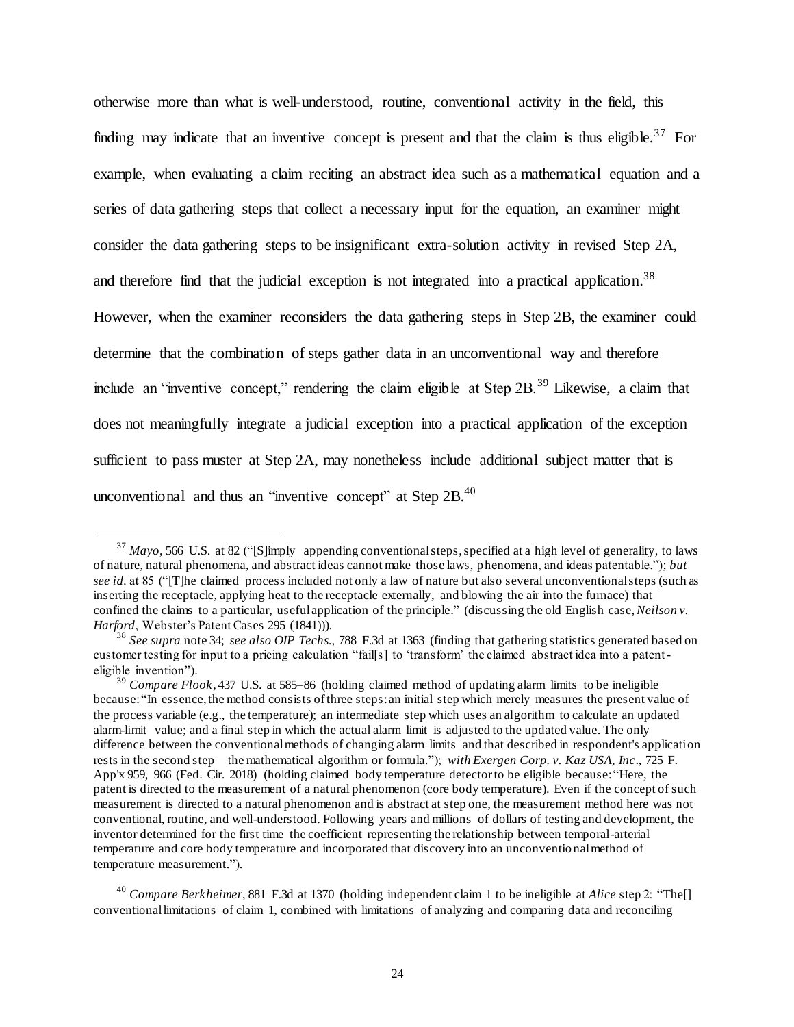otherwise more than what is well-understood, routine, conventional activity in the field, this finding may indicate that an inventive concept is present and that the claim is thus eligible.[37] For example, when evaluating a claim reciting an abstract idea such as a mathematical equation and a series of data gathering steps that collect a necessary input for the equation, an examiner might consider the data gathering steps to be insignificant extra-solution activity in revised Step 2A, and therefore find that the judicial exception is not integrated into a practical application.[38] However, when the examiner reconsiders the data gathering steps in Step 2B, the examiner could determine that the combination of steps gather data in an unconventional way and therefore include an "inventive concept," rendering the claim eligible at Step 2B.[39] Likewise, a claim that does not meaningfully integrate a judicial exception into a practical application of the exception sufficient to pass muster at Step 2A, may nonetheless include additional subject matter that is unconventional and thus an "inventive concept" at Step 2B.[40]

---

[37] *Mayo*, 566 U.S. at 82 ("[S]imply appending conventional steps, specified at a high level of generality, to laws of nature, natural phenomena, and abstract ideas cannot make those laws, phenomena, and ideas patentable."); *but see id.* at 85 ("[T]he claimed process included not only a law of nature but also several unconventional steps (such as inserting the receptacle, applying heat to the receptacle externally, and blowing the air into the furnace) that confined the claims to a particular, useful application of the principle." (discussing the old English case, *Neilson v. Harford*, Webster's Patent Cases 295 (1841))).

[38] *See supra* note 34; *see also OIP Techs.*, 788 F.3d at 1363 (finding that gathering statistics generated based on customer testing for input to a pricing calculation "fail[s] to 'transform' the claimed abstract idea into a patent-eligible invention").

[39] *Compare Flook*, 437 U.S. at 585–86 (holding claimed method of updating alarm limits to be ineligible because: "In essence, the method consists of three steps: an initial step which merely measures the present value of the process variable (e.g., the temperature); an intermediate step which uses an algorithm to calculate an updated alarm-limit value; and a final step in which the actual alarm limit is adjusted to the updated value. The only difference between the conventional methods of changing alarm limits and that described in respondent's application rests in the second step—the mathematical algorithm or formula."); *with Exergen Corp. v. Kaz USA, Inc*., 725 F. App'x 959, 966 (Fed. Cir. 2018) (holding claimed body temperature detector to be eligible because: "Here, the patent is directed to the measurement of a natural phenomenon (core body temperature). Even if the concept of such measurement is directed to a natural phenomenon and is abstract at step one, the measurement method here was not conventional, routine, and well-understood. Following years and millions of dollars of testing and development, the inventor determined for the first time the coefficient representing the relationship between temporal-arterial temperature and core body temperature and incorporated that discovery into an unconventional method of temperature measurement.").

[40] *Compare Berkheimer*, 881 F.3d at 1370 (holding independent claim 1 to be ineligible at *Alice* step 2: "The[] conventional limitations of claim 1, combined with limitations of analyzing and comparing data and reconciling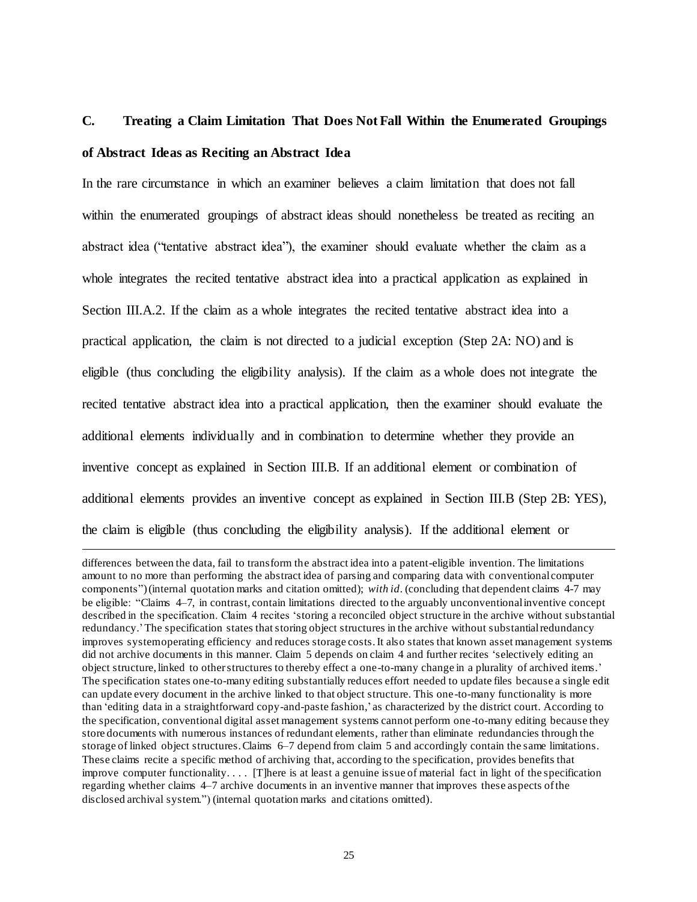### C. Treating a Claim Limitation That Does Not Fall Within the Enumerated Groupings of Abstract Ideas as Reciting an Abstract Idea

In the rare circumstance in which an examiner believes a claim limitation that does not fall within the enumerated groupings of abstract ideas should nonetheless be treated as reciting an abstract idea ("tentative abstract idea"), the examiner should evaluate whether the claim as a whole integrates the recited tentative abstract idea into a practical application as explained in Section III.A.2. If the claim as a whole integrates the recited tentative abstract idea into a practical application, the claim is not directed to a judicial exception (Step 2A: NO) and is eligible (thus concluding the eligibility analysis). If the claim as a whole does not integrate the recited tentative abstract idea into a practical application, then the examiner should evaluate the additional elements individually and in combination to determine whether they provide an inventive concept as explained in Section III.B. If an additional element or combination of additional elements provides an inventive concept as explained in Section III.B (Step 2B: YES), the claim is eligible (thus concluding the eligibility analysis). If the additional element or

---

differences between the data, fail to transform the abstract idea into a patent-eligible invention. The limitations amount to no more than performing the abstract idea of parsing and comparing data with conventional computer components") (internal quotation marks and citation omitted); *with id.* (concluding that dependent claims 4-7 may be eligible: "Claims 4–7, in contrast, contain limitations directed to the arguably unconventional inventive concept described in the specification. Claim 4 recites 'storing a reconciled object structure in the archive without substantial redundancy.' The specification states that storing object structures in the archive without substantial redundancy improves system operating efficiency and reduces storage costs. It also states that known asset management systems did not archive documents in this manner. Claim 5 depends on claim 4 and further recites 'selectively editing an object structure, linked to other structures to thereby effect a one-to-many change in a plurality of archived items.' The specification states one-to-many editing substantially reduces effort needed to update files because a single edit can update every document in the archive linked to that object structure. This one-to-many functionality is more than 'editing data in a straightforward copy-and-paste fashion,' as characterized by the district court. According to the specification, conventional digital asset management systems cannot perform one-to-many editing because they store documents with numerous instances of redundant elements, rather than eliminate redundancies through the storage of linked object structures. Claims 6–7 depend from claim 5 and accordingly contain the same limitations. These claims recite a specific method of archiving that, according to the specification, provides benefits that improve computer functionality. . . . [T]here is at least a genuine issue of material fact in light of the specification regarding whether claims 4–7 archive documents in an inventive manner that improves these aspects of the disclosed archival system.") (internal quotation marks and citations omitted).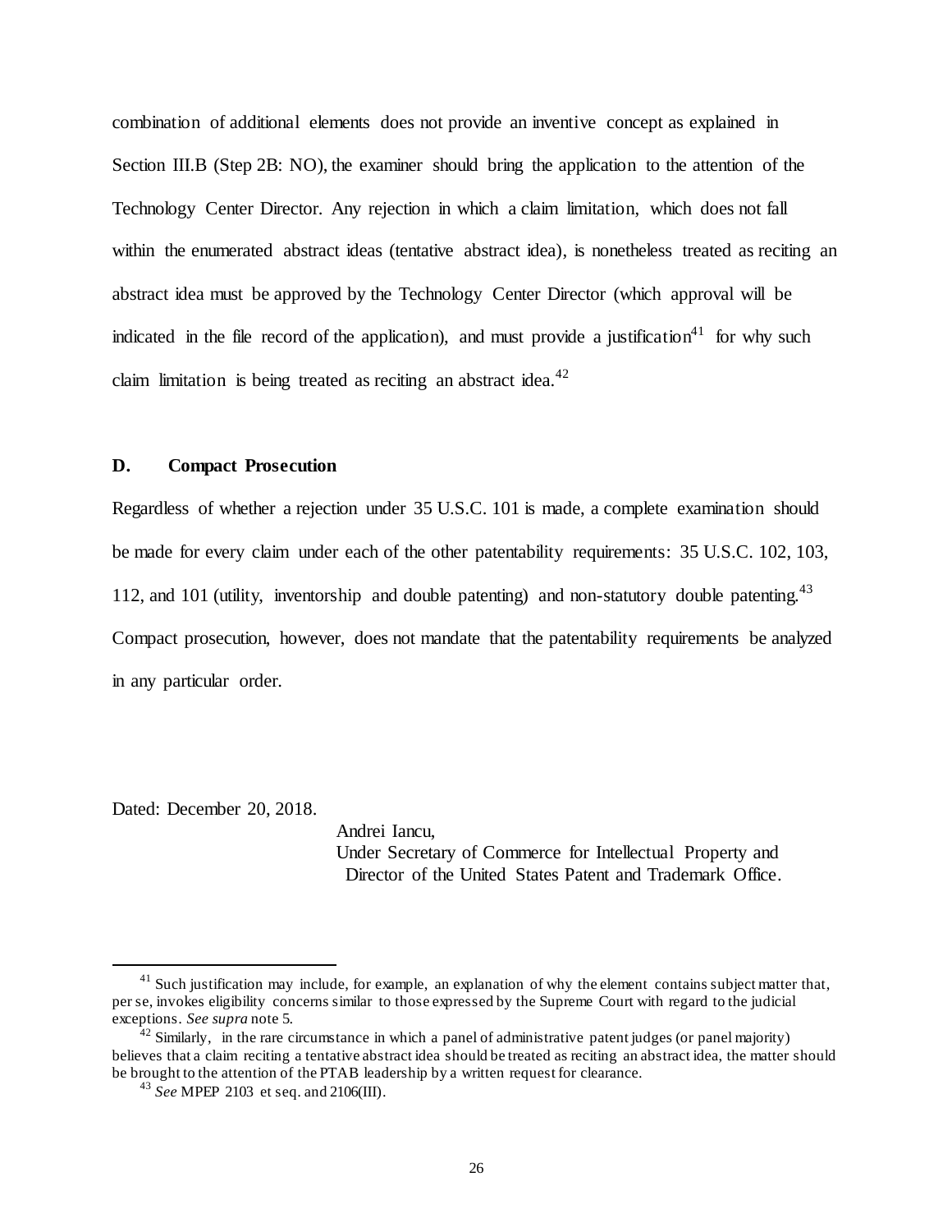combination of additional elements does not provide an inventive concept as explained in Section III.B (Step 2B: NO), the examiner should bring the application to the attention of the Technology Center Director. Any rejection in which a claim limitation, which does not fall within the enumerated abstract ideas (tentative abstract idea), is nonetheless treated as reciting an abstract idea must be approved by the Technology Center Director (which approval will be indicated in the file record of the application), and must provide a justification[41] for why such claim limitation is being treated as reciting an abstract idea.[42]

### D. Compact Prosecution

Regardless of whether a rejection under 35 U.S.C. 101 is made, a complete examination should be made for every claim under each of the other patentability requirements: 35 U.S.C. 102, 103, 112, and 101 (utility, inventorship and double patenting) and non-statutory double patenting.[43] Compact prosecution, however, does not mandate that the patentability requirements be analyzed in any particular order.

Dated: December 20, 2018.

Andrei Iancu,
Under Secretary of Commerce for Intellectual Property and
Director of the United States Patent and Trademark Office.

---

[41] Such justification may include, for example, an explanation of why the element contains subject matter that, per se, invokes eligibility concerns similar to those expressed by the Supreme Court with regard to the judicial exceptions. *See supra* note 5.

[42] Similarly, in the rare circumstance in which a panel of administrative patent judges (or panel majority) believes that a claim reciting a tentative abstract idea should be treated as reciting an abstract idea, the matter should be brought to the attention of the PTAB leadership by a written request for clearance.

[43] *See* MPEP 2103 et seq. and 2106(III).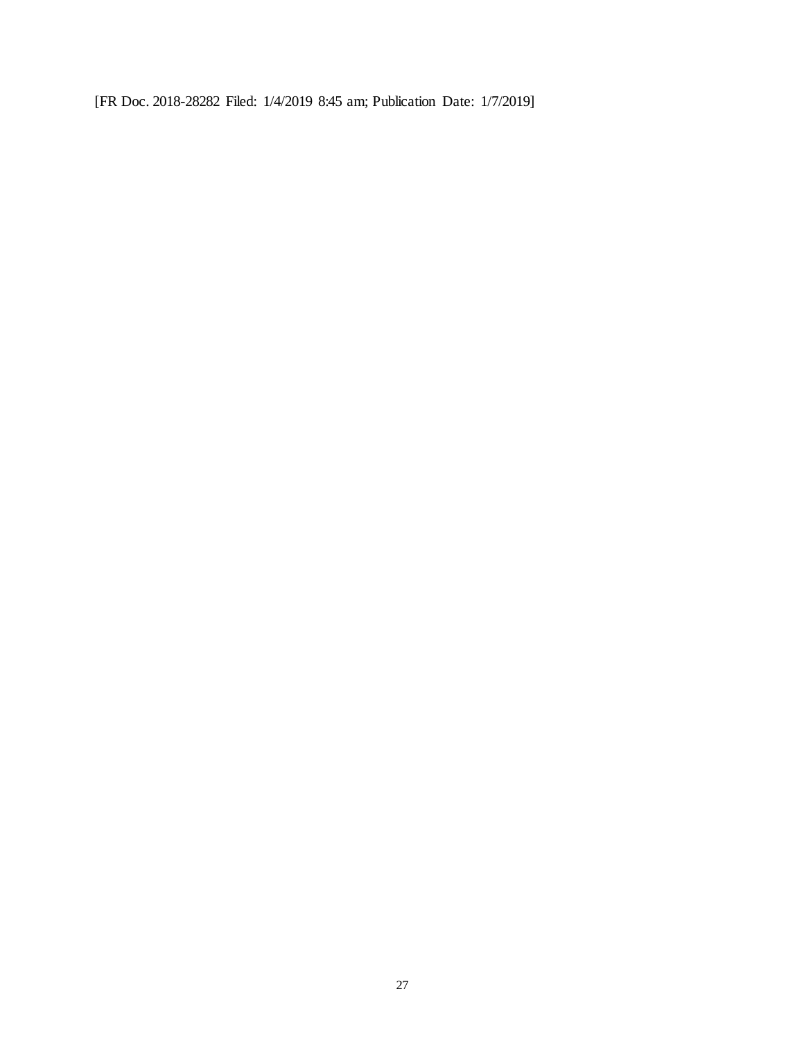[FR Doc. 2018-28282 Filed: 1/4/2019 8:45 am; Publication Date: 1/7/2019]